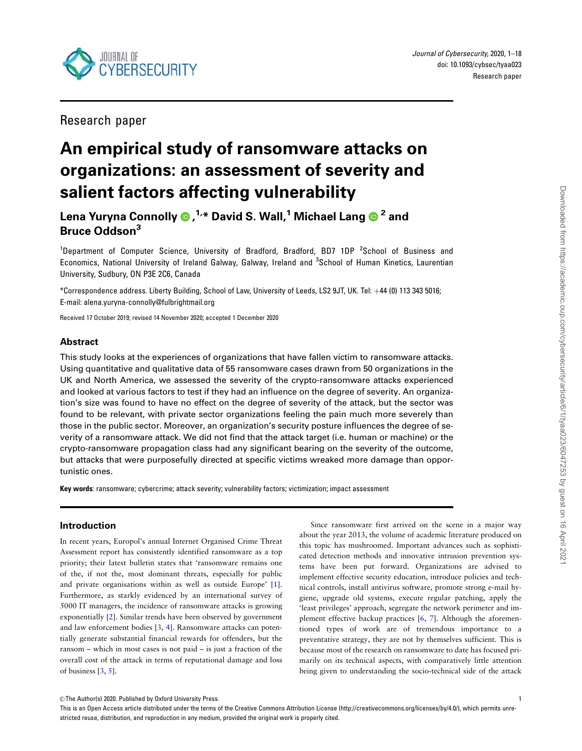Research paper

# An empirical study of ransomware attacks on organizations: an assessment of severity and salient factors affecting vulnerability

**Lena Yuryna Connolly [1,*], David S. Wall [1], Michael Lang [2] and Bruce Oddson [3]**

[1]Department of Computer Science, University of Bradford, Bradford, BD7 1DP [2]School of Business and Economics, National University of Ireland Galway, Galway, Ireland and [3]School of Human Kinetics, Laurentian University, Sudbury, ON P3E 2C6, Canada

*Correspondence address. Liberty Building, School of Law, University of Leeds, LS2 9JT, UK. Tel: +44 (0) 113 343 5016; E-mail: alena.yuryna-connolly@fulbrightmail.org

Received 17 October 2019; revised 14 November 2020; accepted 1 December 2020

## Abstract

This study looks at the experiences of organizations that have fallen victim to ransomware attacks. Using quantitative and qualitative data of 55 ransomware cases drawn from 50 organizations in the UK and North America, we assessed the severity of the crypto-ransomware attacks experienced and looked at various factors to test if they had an influence on the degree of severity. An organization's size was found to have no effect on the degree of severity of the attack, but the sector was found to be relevant, with private sector organizations feeling the pain much more severely than those in the public sector. Moreover, an organization's security posture influences the degree of severity of a ransomware attack. We did not find that the attack target (i.e. human or machine) or the crypto-ransomware propagation class had any significant bearing on the severity of the outcome, but attacks that were purposefully directed at specific victims wreaked more damage than opportunistic ones.

**Key words**: ransomware; cybercrime; attack severity; vulnerability factors; victimization; impact assessment

## Introduction

In recent years, Europol's annual Internet Organised Crime Threat Assessment report has consistently identified ransomware as a top priority; their latest bulletin states that 'ransomware remains one of the, if not the, most dominant threats, especially for public and private organisations within as well as outside Europe' [1]. Furthermore, as starkly evidenced by an international survey of 5000 IT managers, the incidence of ransomware attacks is growing exponentially [2]. Similar trends have been observed by government and law enforcement bodies [3, 4]. Ransomware attacks can potentially generate substantial financial rewards for offenders, but the ransom – which in most cases is not paid – is just a fraction of the overall cost of the attack in terms of reputational damage and loss of business [3, 5].

Since ransomware first arrived on the scene in a major way about the year 2013, the volume of academic literature produced on this topic has mushroomed. Important advances such as sophisticated detection methods and innovative intrusion prevention systems have been put forward. Organizations are advised to implement effective security education, introduce policies and technical controls, install antivirus software, promote strong e-mail hygiene, upgrade old systems, execute regular patching, apply the 'least privileges' approach, segregate the network perimeter and implement effective backup practices [6, 7]. Although the aforementioned types of work are of tremendous importance to a preventative strategy, they are not by themselves sufficient. This is because most of the research on ransomware to date has focused primarily on its technical aspects, with comparatively little attention being given to understanding the socio-technical side of the attack

© The Author(s) 2020. Published by Oxford University Press.

This is an Open Access article distributed under the terms of the Creative Commons Attribution License (http://creativecommons.org/licenses/by/4.0/), which permits unrestricted reuse, distribution, and reproduction in any medium, provided the original work is properly cited.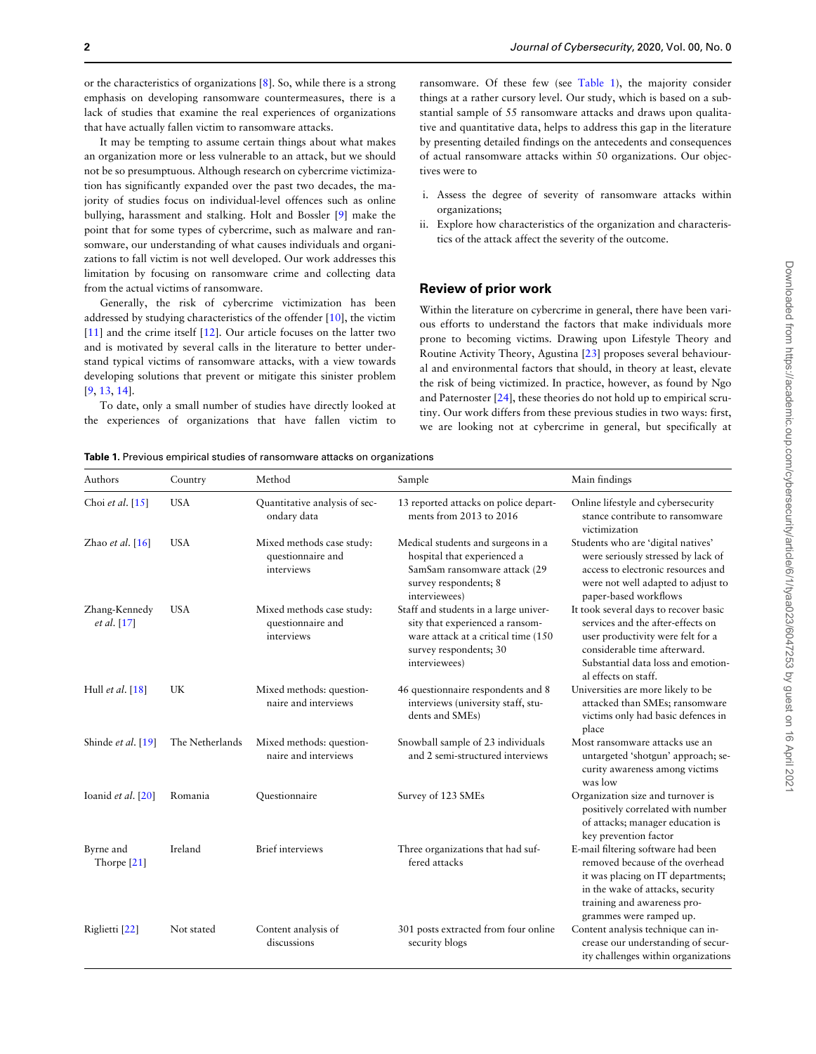or the characteristics of organizations [8]. So, while there is a strong emphasis on developing ransomware countermeasures, there is a lack of studies that examine the real experiences of organizations that have actually fallen victim to ransomware attacks.

It may be tempting to assume certain things about what makes an organization more or less vulnerable to an attack, but we should not be so presumptuous. Although research on cybercrime victimization has significantly expanded over the past two decades, the majority of studies focus on individual-level offences such as online bullying, harassment and stalking. Holt and Bossler [9] make the point that for some types of cybercrime, such as malware and ransomware, our understanding of what causes individuals and organizations to fall victim is not well developed. Our work addresses this limitation by focusing on ransomware crime and collecting data from the actual victims of ransomware.

Generally, the risk of cybercrime victimization has been addressed by studying characteristics of the offender [10], the victim [11] and the crime itself [12]. Our article focuses on the latter two and is motivated by several calls in the literature to better understand typical victims of ransomware attacks, with a view towards developing solutions that prevent or mitigate this sinister problem [9, 13, 14].

To date, only a small number of studies have directly looked at the experiences of organizations that have fallen victim to ransomware. Of these few (see Table 1), the majority consider things at a rather cursory level. Our study, which is based on a substantial sample of 55 ransomware attacks and draws upon qualitative and quantitative data, helps to address this gap in the literature by presenting detailed findings on the antecedents and consequences of actual ransomware attacks within 50 organizations. Our objectives were to

i. Assess the degree of severity of ransomware attacks within organizations;
ii. Explore how characteristics of the organization and characteristics of the attack affect the severity of the outcome.

## Review of prior work

Within the literature on cybercrime in general, there have been various efforts to understand the factors that make individuals more prone to becoming victims. Drawing upon Lifestyle Theory and Routine Activity Theory, Agustina [23] proposes several behavioural and environmental factors that should, in theory at least, elevate the risk of being victimized. In practice, however, as found by Ngo and Paternoster [24], these theories do not hold up to empirical scrutiny. Our work differs from these previous studies in two ways: first, we are looking not at cybercrime in general, but specifically at

**Table 1.** Previous empirical studies of ransomware attacks on organizations

| Authors | Country | Method | Sample | Main findings |
|---|---|---|---|---|
| Choi *et al.* [15] | USA | Quantitative analysis of secondary data | 13 reported attacks on police departments from 2013 to 2016 | Online lifestyle and cybersecurity stance contribute to ransomware victimization |
| Zhao *et al.* [16] | USA | Mixed methods case study: questionnaire and interviews | Medical students and surgeons in a hospital that experienced a SamSam ransomware attack (29 survey respondents; 8 interviewees) | Students who are 'digital natives' were seriously stressed by lack of access to electronic resources and were not well adapted to adjust to paper-based workflows |
| Zhang-Kennedy *et al.* [17] | USA | Mixed methods case study: questionnaire and interviews | Staff and students in a large university that experienced a ransomware attack at a critical time (150 survey respondents; 30 interviewees) | It took several days to recover basic services and the after-effects on user productivity were felt for a considerable time afterward. Substantial data loss and emotional effects on staff. |
| Hull *et al.* [18] | UK | Mixed methods: questionnaire and interviews | 46 questionnaire respondents and 8 interviews (university staff, students and SMEs) | Universities are more likely to be attacked than SMEs; ransomware victims only had basic defences in place |
| Shinde *et al.* [19] | The Netherlands | Mixed methods: questionnaire and interviews | Snowball sample of 23 individuals and 2 semi-structured interviews | Most ransomware attacks use an untargeted 'shotgun' approach; security awareness among victims was low |
| Ioanid *et al.* [20] | Romania | Questionnaire | Survey of 123 SMEs | Organization size and turnover is positively correlated with number of attacks; manager education is key prevention factor |
| Byrne and Thorpe [21] | Ireland | Brief interviews | Three organizations that had suffered attacks | E-mail filtering software had been removed because of the overhead it was placing on IT departments; in the wake of attacks, security training and awareness programmes were ramped up. |
| Riglietti [22] | Not stated | Content analysis of discussions | 301 posts extracted from four online security blogs | Content analysis technique can increase our understanding of security challenges within organizations |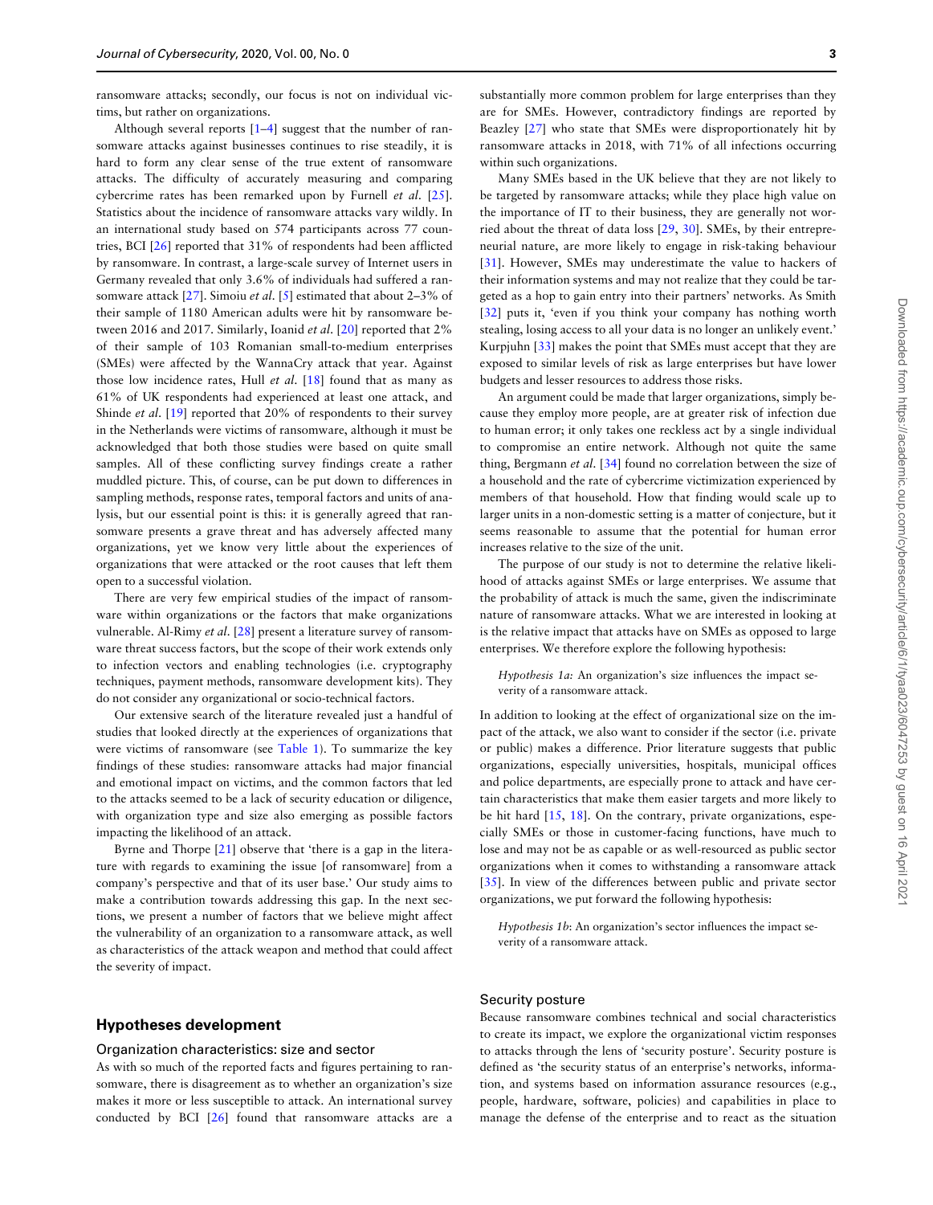ransomware attacks; secondly, our focus is not on individual victims, but rather on organizations.

Although several reports [1–4] suggest that the number of ransomware attacks against businesses continues to rise steadily, it is hard to form any clear sense of the true extent of ransomware attacks. The difficulty of accurately measuring and comparing cybercrime rates has been remarked upon by Furnell *et al.* [25]. Statistics about the incidence of ransomware attacks vary wildly. In an international study based on 574 participants across 77 countries, BCI [26] reported that 31% of respondents had been afflicted by ransomware. In contrast, a large-scale survey of Internet users in Germany revealed that only 3.6% of individuals had suffered a ransomware attack [27]. Simoiu *et al.* [5] estimated that about 2–3% of their sample of 1180 American adults were hit by ransomware between 2016 and 2017. Similarly, Ioanid *et al.* [20] reported that 2% of their sample of 103 Romanian small-to-medium enterprises (SMEs) were affected by the WannaCry attack that year. Against those low incidence rates, Hull *et al.* [18] found that as many as 61% of UK respondents had experienced at least one attack, and Shinde *et al.* [19] reported that 20% of respondents to their survey in the Netherlands were victims of ransomware, although it must be acknowledged that both those studies were based on quite small samples. All of these conflicting survey findings create a rather muddled picture. This, of course, can be put down to differences in sampling methods, response rates, temporal factors and units of analysis, but our essential point is this: it is generally agreed that ransomware presents a grave threat and has adversely affected many organizations, yet we know very little about the experiences of organizations that were attacked or the root causes that left them open to a successful violation.

There are very few empirical studies of the impact of ransomware within organizations or the factors that make organizations vulnerable. Al-Rimy *et al.* [28] present a literature survey of ransomware threat success factors, but the scope of their work extends only to infection vectors and enabling technologies (i.e. cryptography techniques, payment methods, ransomware development kits). They do not consider any organizational or socio-technical factors.

Our extensive search of the literature revealed just a handful of studies that looked directly at the experiences of organizations that were victims of ransomware (see Table 1). To summarize the key findings of these studies: ransomware attacks had major financial and emotional impact on victims, and the common factors that led to the attacks seemed to be a lack of security education or diligence, with organization type and size also emerging as possible factors impacting the likelihood of an attack.

Byrne and Thorpe [21] observe that 'there is a gap in the literature with regards to examining the issue [of ransomware] from a company's perspective and that of its user base.' Our study aims to make a contribution towards addressing this gap. In the next sections, we present a number of factors that we believe might affect the vulnerability of an organization to a ransomware attack, as well as characteristics of the attack weapon and method that could affect the severity of impact.

## Hypotheses development

### Organization characteristics: size and sector

As with so much of the reported facts and figures pertaining to ransomware, there is disagreement as to whether an organization's size makes it more or less susceptible to attack. An international survey conducted by BCI [26] found that ransomware attacks are a substantially more common problem for large enterprises than they are for SMEs. However, contradictory findings are reported by Beazley [27] who state that SMEs were disproportionately hit by ransomware attacks in 2018, with 71% of all infections occurring within such organizations.

Many SMEs based in the UK believe that they are not likely to be targeted by ransomware attacks; while they place high value on the importance of IT to their business, they are generally not worried about the threat of data loss [29, 30]. SMEs, by their entrepreneurial nature, are more likely to engage in risk-taking behaviour [31]. However, SMEs may underestimate the value to hackers of their information systems and may not realize that they could be targeted as a hop to gain entry into their partners' networks. As Smith [32] puts it, 'even if you think your company has nothing worth stealing, losing access to all your data is no longer an unlikely event.' Kurpjuhn [33] makes the point that SMEs must accept that they are exposed to similar levels of risk as large enterprises but have lower budgets and lesser resources to address those risks.

An argument could be made that larger organizations, simply because they employ more people, are at greater risk of infection due to human error; it only takes one reckless act by a single individual to compromise an entire network. Although not quite the same thing, Bergmann *et al.* [34] found no correlation between the size of a household and the rate of cybercrime victimization experienced by members of that household. How that finding would scale up to larger units in a non-domestic setting is a matter of conjecture, but it seems reasonable to assume that the potential for human error increases relative to the size of the unit.

The purpose of our study is not to determine the relative likelihood of attacks against SMEs or large enterprises. We assume that the probability of attack is much the same, given the indiscriminate nature of ransomware attacks. What we are interested in looking at is the relative impact that attacks have on SMEs as opposed to large enterprises. We therefore explore the following hypothesis:

> *Hypothesis 1a:* An organization's size influences the impact severity of a ransomware attack.

In addition to looking at the effect of organizational size on the impact of the attack, we also want to consider if the sector (i.e. private or public) makes a difference. Prior literature suggests that public organizations, especially universities, hospitals, municipal offices and police departments, are especially prone to attack and have certain characteristics that make them easier targets and more likely to be hit hard [15, 18]. On the contrary, private organizations, especially SMEs or those in customer-facing functions, have much to lose and may not be as capable or as well-resourced as public sector organizations when it comes to withstanding a ransomware attack [35]. In view of the differences between public and private sector organizations, we put forward the following hypothesis:

> *Hypothesis 1b*: An organization's sector influences the impact severity of a ransomware attack.

### Security posture

Because ransomware combines technical and social characteristics to create its impact, we explore the organizational victim responses to attacks through the lens of 'security posture'. Security posture is defined as 'the security status of an enterprise's networks, information, and systems based on information assurance resources (e.g., people, hardware, software, policies) and capabilities in place to manage the defense of the enterprise and to react as the situation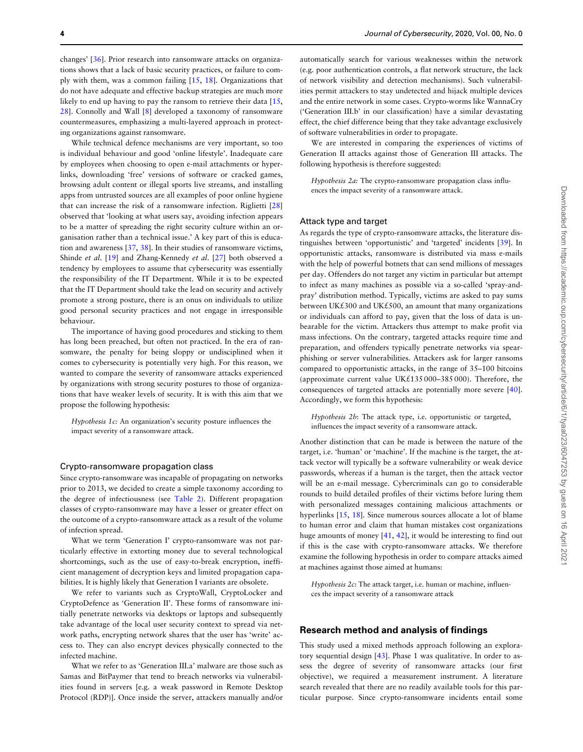changes' [36]. Prior research into ransomware attacks on organizations shows that a lack of basic security practices, or failure to comply with them, was a common failing [15, 18]. Organizations that do not have adequate and effective backup strategies are much more likely to end up having to pay the ransom to retrieve their data [15, 28]. Connolly and Wall [8] developed a taxonomy of ransomware countermeasures, emphasizing a multi-layered approach in protecting organizations against ransomware.

While technical defence mechanisms are very important, so too is individual behaviour and good 'online lifestyle'. Inadequate care by employees when choosing to open e-mail attachments or hyperlinks, downloading 'free' versions of software or cracked games, browsing adult content or illegal sports live streams, and installing apps from untrusted sources are all examples of poor online hygiene that can increase the risk of a ransomware infection. Riglietti [28] observed that 'looking at what users say, avoiding infection appears to be a matter of spreading the right security culture within an organisation rather than a technical issue.' A key part of this is education and awareness [37, 38]. In their studies of ransomware victims, Shinde *et al.* [19] and Zhang-Kennedy *et al.* [27] both observed a tendency by employees to assume that cybersecurity was essentially the responsibility of the IT Department. While it is to be expected that the IT Department should take the lead on security and actively promote a strong posture, there is an onus on individuals to utilize good personal security practices and not engage in irresponsible behaviour.

The importance of having good procedures and sticking to them has long been preached, but often not practiced. In the era of ransomware, the penalty for being sloppy or undisciplined when it comes to cybersecurity is potentially very high. For this reason, we wanted to compare the severity of ransomware attacks experienced by organizations with strong security postures to those of organizations that have weaker levels of security. It is with this aim that we propose the following hypothesis:

> *Hypothesis 1c:* An organization's security posture influences the impact severity of a ransomware attack.

### Crypto-ransomware propagation class

Since crypto-ransomware was incapable of propagating on networks prior to 2013, we decided to create a simple taxonomy according to the degree of infectiousness (see Table 2). Different propagation classes of crypto-ransomware may have a lesser or greater effect on the outcome of a crypto-ransomware attack as a result of the volume of infection spread.

What we term 'Generation I' crypto-ransomware was not particularly effective in extorting money due to several technological shortcomings, such as the use of easy-to-break encryption, inefficient management of decryption keys and limited propagation capabilities. It is highly likely that Generation I variants are obsolete.

We refer to variants such as CryptoWall, CryptoLocker and CryptoDefence as 'Generation II'. These forms of ransomware initially penetrate networks via desktops or laptops and subsequently take advantage of the local user security context to spread via network paths, encrypting network shares that the user has 'write' access to. They can also encrypt devices physically connected to the infected machine.

What we refer to as 'Generation III.a' malware are those such as Samas and BitPaymer that tend to breach networks via vulnerabilities found in servers [e.g. a weak password in Remote Desktop Protocol (RDP)]. Once inside the server, attackers manually and/or automatically search for various weaknesses within the network (e.g. poor authentication controls, a flat network structure, the lack of network visibility and detection mechanisms). Such vulnerabilities permit attackers to stay undetected and hijack multiple devices and the entire network in some cases. Crypto-worms like WannaCry ('Generation III.b' in our classification) have a similar devastating effect, the chief difference being that they take advantage exclusively of software vulnerabilities in order to propagate.

We are interested in comparing the experiences of victims of Generation II attacks against those of Generation III attacks. The following hypothesis is therefore suggested:

> *Hypothesis 2a:* The crypto-ransomware propagation class influences the impact severity of a ransomware attack.

### Attack type and target

As regards the type of crypto-ransomware attacks, the literature distinguishes between 'opportunistic' and 'targeted' incidents [39]. In opportunistic attacks, ransomware is distributed via mass e-mails with the help of powerful botnets that can send millions of messages per day. Offenders do not target any victim in particular but attempt to infect as many machines as possible via a so-called 'spray-and-pray' distribution method. Typically, victims are asked to pay sums between UK£300 and UK£500, an amount that many organizations or individuals can afford to pay, given that the loss of data is unbearable for the victim. Attackers thus attempt to make profit via mass infections. On the contrary, targeted attacks require time and preparation, and offenders typically penetrate networks via spear-phishing or server vulnerabilities. Attackers ask for larger ransoms compared to opportunistic attacks, in the range of 35–100 bitcoins (approximate current value UK£135 000–385 000). Therefore, the consequences of targeted attacks are potentially more severe [40]. Accordingly, we form this hypothesis:

> *Hypothesis 2b*: The attack type, i.e. opportunistic or targeted, influences the impact severity of a ransomware attack.

Another distinction that can be made is between the nature of the target, i.e. 'human' or 'machine'. If the machine is the target, the attack vector will typically be a software vulnerability or weak device passwords, whereas if a human is the target, then the attack vector will be an e-mail message. Cybercriminals can go to considerable rounds to build detailed profiles of their victims before luring them with personalized messages containing malicious attachments or hyperlinks [15, 18]. Since numerous sources allocate a lot of blame to human error and claim that human mistakes cost organizations huge amounts of money [41, 42], it would be interesting to find out if this is the case with crypto-ransomware attacks. We therefore examine the following hypothesis in order to compare attacks aimed at machines against those aimed at humans:

> *Hypothesis 2c*: The attack target, i.e. human or machine, influences the impact severity of a ransomware attack

## Research method and analysis of findings

This study used a mixed methods approach following an exploratory sequential design [43]. Phase 1 was qualitative. In order to assess the degree of severity of ransomware attacks (our first objective), we required a measurement instrument. A literature search revealed that there are no readily available tools for this particular purpose. Since crypto-ransomware incidents entail some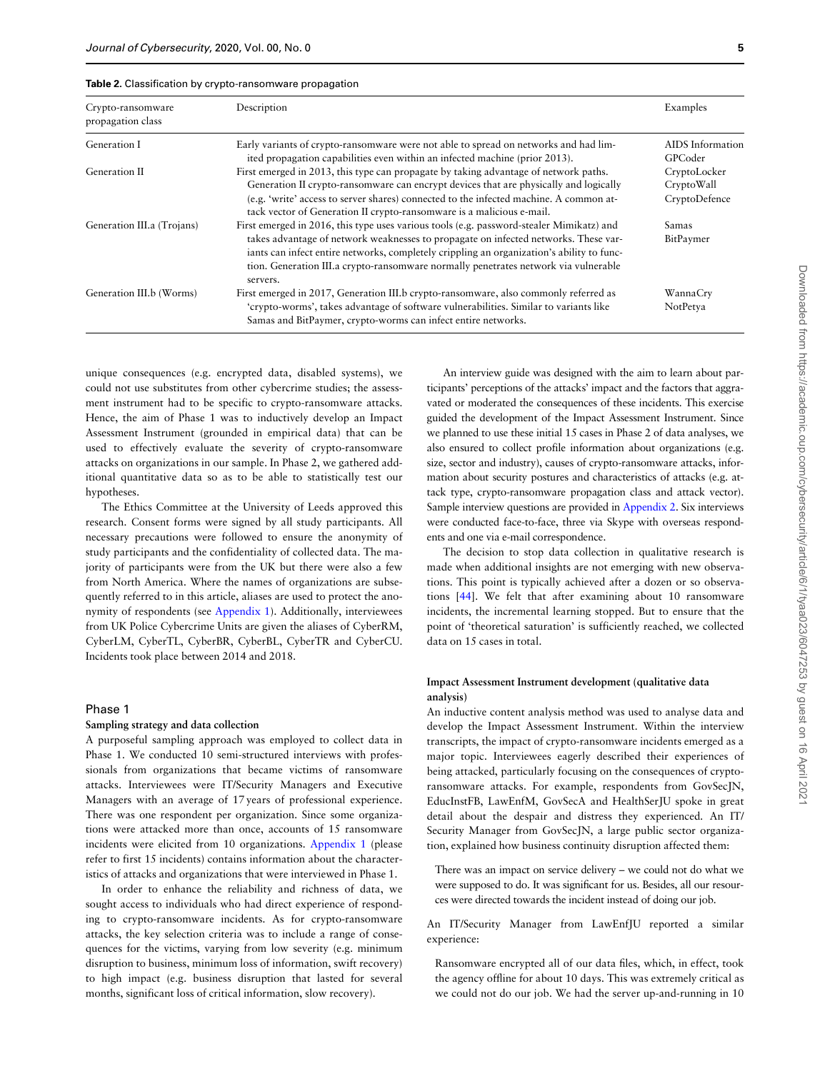**Table 2.** Classification by crypto-ransomware propagation

| Crypto-ransomware propagation class | Description | Examples |
|---|---|---|
| Generation I | Early variants of crypto-ransomware were not able to spread on networks and had limited propagation capabilities even within an infected machine (prior 2013). | AIDS Information GPCoder |
| Generation II | First emerged in 2013, this type can propagate by taking advantage of network paths. Generation II crypto-ransomware can encrypt devices that are physically and logically (e.g. 'write' access to server shares) connected to the infected machine. A common attack vector of Generation II crypto-ransomware is a malicious e-mail. | CryptoLocker CryptoWall CryptoDefence |
| Generation III.a (Trojans) | First emerged in 2016, this type uses various tools (e.g. password-stealer Mimikatz) and takes advantage of network weaknesses to propagate on infected networks. These variants can infect entire networks, completely crippling an organization's ability to function. Generation III.a crypto-ransomware normally penetrates network via vulnerable servers. | Samas BitPaymer |
| Generation III.b (Worms) | First emerged in 2017, Generation III.b crypto-ransomware, also commonly referred as 'crypto-worms', takes advantage of software vulnerabilities. Similar to variants like Samas and BitPaymer, crypto-worms can infect entire networks. | WannaCry NotPetya |

unique consequences (e.g. encrypted data, disabled systems), we could not use substitutes from other cybercrime studies; the assessment instrument had to be specific to crypto-ransomware attacks. Hence, the aim of Phase 1 was to inductively develop an Impact Assessment Instrument (grounded in empirical data) that can be used to effectively evaluate the severity of crypto-ransomware attacks on organizations in our sample. In Phase 2, we gathered additional quantitative data so as to be able to statistically test our hypotheses.

The Ethics Committee at the University of Leeds approved this research. Consent forms were signed by all study participants. All necessary precautions were followed to ensure the anonymity of study participants and the confidentiality of collected data. The majority of participants were from the UK but there were also a few from North America. Where the names of organizations are subsequently referred to in this article, aliases are used to protect the anonymity of respondents (see Appendix 1). Additionally, interviewees from UK Police Cybercrime Units are given the aliases of CyberRM, CyberLM, CyberTL, CyberBR, CyberBL, CyberTR and CyberCU. Incidents took place between 2014 and 2018.

## Phase 1

### Sampling strategy and data collection

A purposeful sampling approach was employed to collect data in Phase 1. We conducted 10 semi-structured interviews with professionals from organizations that became victims of ransomware attacks. Interviewees were IT/Security Managers and Executive Managers with an average of 17 years of professional experience. There was one respondent per organization. Since some organizations were attacked more than once, accounts of 15 ransomware incidents were elicited from 10 organizations. Appendix 1 (please refer to first 15 incidents) contains information about the characteristics of attacks and organizations that were interviewed in Phase 1.

In order to enhance the reliability and richness of data, we sought access to individuals who had direct experience of responding to crypto-ransomware incidents. As for crypto-ransomware attacks, the key selection criteria was to include a range of consequences for the victims, varying from low severity (e.g. minimum disruption to business, minimum loss of information, swift recovery) to high impact (e.g. business disruption that lasted for several months, significant loss of critical information, slow recovery).

An interview guide was designed with the aim to learn about participants' perceptions of the attacks' impact and the factors that aggravated or moderated the consequences of these incidents. This exercise guided the development of the Impact Assessment Instrument. Since we planned to use these initial 15 cases in Phase 2 of data analyses, we also ensured to collect profile information about organizations (e.g. size, sector and industry), causes of crypto-ransomware attacks, information about security postures and characteristics of attacks (e.g. attack type, crypto-ransomware propagation class and attack vector). Sample interview questions are provided in Appendix 2. Six interviews were conducted face-to-face, three via Skype with overseas respondents and one via e-mail correspondence.

The decision to stop data collection in qualitative research is made when additional insights are not emerging with new observations. This point is typically achieved after a dozen or so observations [44]. We felt that after examining about 10 ransomware incidents, the incremental learning stopped. But to ensure that the point of 'theoretical saturation' is sufficiently reached, we collected data on 15 cases in total.

### Impact Assessment Instrument development (qualitative data analysis)

An inductive content analysis method was used to analyse data and develop the Impact Assessment Instrument. Within the interview transcripts, the impact of crypto-ransomware incidents emerged as a major topic. Interviewees eagerly described their experiences of being attacked, particularly focusing on the consequences of crypto-ransomware attacks. For example, respondents from GovSecJN, EducInstFB, LawEnfM, GovSecA and HealthSerJU spoke in great detail about the despair and distress they experienced. An IT/Security Manager from GovSecJN, a large public sector organization, explained how business continuity disruption affected them:

> There was an impact on service delivery – we could not do what we were supposed to do. It was significant for us. Besides, all our resources were directed towards the incident instead of doing our job.

An IT/Security Manager from LawEnfJU reported a similar experience:

> Ransomware encrypted all of our data files, which, in effect, took the agency offline for about 10 days. This was extremely critical as we could not do our job. We had the server up-and-running in 10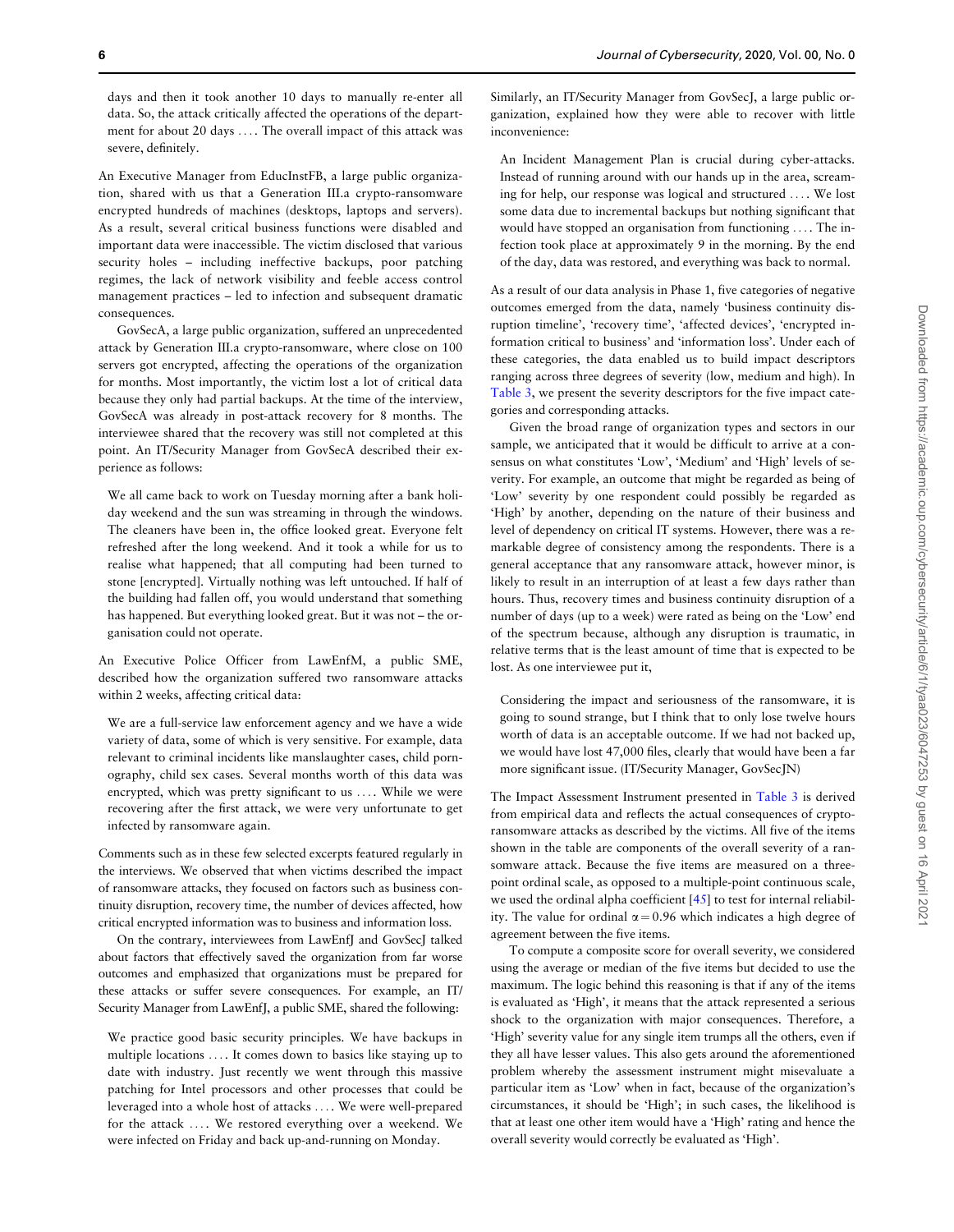days and then it took another 10 days to manually re-enter all data. So, the attack critically affected the operations of the department for about 20 days .... The overall impact of this attack was severe, definitely.

An Executive Manager from EducInstFB, a large public organization, shared with us that a Generation III.a crypto-ransomware encrypted hundreds of machines (desktops, laptops and servers). As a result, several critical business functions were disabled and important data were inaccessible. The victim disclosed that various security holes – including ineffective backups, poor patching regimes, the lack of network visibility and feeble access control management practices – led to infection and subsequent dramatic consequences.

GovSecA, a large public organization, suffered an unprecedented attack by Generation III.a crypto-ransomware, where close on 100 servers got encrypted, affecting the operations of the organization for months. Most importantly, the victim lost a lot of critical data because they only had partial backups. At the time of the interview, GovSecA was already in post-attack recovery for 8 months. The interviewee shared that the recovery was still not completed at this point. An IT/Security Manager from GovSecA described their experience as follows:

> We all came back to work on Tuesday morning after a bank holiday weekend and the sun was streaming in through the windows. The cleaners have been in, the office looked great. Everyone felt refreshed after the long weekend. And it took a while for us to realise what happened; that all computing had been turned to stone [encrypted]. Virtually nothing was left untouched. If half of the building had fallen off, you would understand that something has happened. But everything looked great. But it was not – the organisation could not operate.

An Executive Police Officer from LawEnfM, a public SME, described how the organization suffered two ransomware attacks within 2 weeks, affecting critical data:

> We are a full-service law enforcement agency and we have a wide variety of data, some of which is very sensitive. For example, data relevant to criminal incidents like manslaughter cases, child pornography, child sex cases. Several months worth of this data was encrypted, which was pretty significant to us .... While we were recovering after the first attack, we were very unfortunate to get infected by ransomware again.

Comments such as in these few selected excerpts featured regularly in the interviews. We observed that when victims described the impact of ransomware attacks, they focused on factors such as business continuity disruption, recovery time, the number of devices affected, how critical encrypted information was to business and information loss.

On the contrary, interviewees from LawEnfJ and GovSecJ talked about factors that effectively saved the organization from far worse outcomes and emphasized that organizations must be prepared for these attacks or suffer severe consequences. For example, an IT/Security Manager from LawEnfJ, a public SME, shared the following:

> We practice good basic security principles. We have backups in multiple locations .... It comes down to basics like staying up to date with industry. Just recently we went through this massive patching for Intel processors and other processes that could be leveraged into a whole host of attacks .... We were well-prepared for the attack .... We restored everything over a weekend. We were infected on Friday and back up-and-running on Monday.

Similarly, an IT/Security Manager from GovSecJ, a large public organization, explained how they were able to recover with little inconvenience:

> An Incident Management Plan is crucial during cyber-attacks. Instead of running around with our hands up in the area, screaming for help, our response was logical and structured .... We lost some data due to incremental backups but nothing significant that would have stopped an organisation from functioning .... The infection took place at approximately 9 in the morning. By the end of the day, data was restored, and everything was back to normal.

As a result of our data analysis in Phase 1, five categories of negative outcomes emerged from the data, namely 'business continuity disruption timeline', 'recovery time', 'affected devices', 'encrypted information critical to business' and 'information loss'. Under each of these categories, the data enabled us to build impact descriptors ranging across three degrees of severity (low, medium and high). In Table 3, we present the severity descriptors for the five impact categories and corresponding attacks.

Given the broad range of organization types and sectors in our sample, we anticipated that it would be difficult to arrive at a consensus on what constitutes 'Low', 'Medium' and 'High' levels of severity. For example, an outcome that might be regarded as being of 'Low' severity by one respondent could possibly be regarded as 'High' by another, depending on the nature of their business and level of dependency on critical IT systems. However, there was a remarkable degree of consistency among the respondents. There is a general acceptance that any ransomware attack, however minor, is likely to result in an interruption of at least a few days rather than hours. Thus, recovery times and business continuity disruption of a number of days (up to a week) were rated as being on the 'Low' end of the spectrum because, although any disruption is traumatic, in relative terms that is the least amount of time that is expected to be lost. As one interviewee put it,

> Considering the impact and seriousness of the ransomware, it is going to sound strange, but I think that to only lose twelve hours worth of data is an acceptable outcome. If we had not backed up, we would have lost 47,000 files, clearly that would have been a far more significant issue. (IT/Security Manager, GovSecJN)

The Impact Assessment Instrument presented in Table 3 is derived from empirical data and reflects the actual consequences of crypto-ransomware attacks as described by the victims. All five of the items shown in the table are components of the overall severity of a ransomware attack. Because the five items are measured on a three-point ordinal scale, as opposed to a multiple-point continuous scale, we used the ordinal alpha coefficient [45] to test for internal reliability. The value for ordinal $\alpha = 0.96$ which indicates a high degree of agreement between the five items.

To compute a composite score for overall severity, we considered using the average or median of the five items but decided to use the maximum. The logic behind this reasoning is that if any of the items is evaluated as 'High', it means that the attack represented a serious shock to the organization with major consequences. Therefore, a 'High' severity value for any single item trumps all the others, even if they all have lesser values. This also gets around the aforementioned problem whereby the assessment instrument might misevaluate a particular item as 'Low' when in fact, because of the organization's circumstances, it should be 'High'; in such cases, the likelihood is that at least one other item would have a 'High' rating and hence the overall severity would correctly be evaluated as 'High'.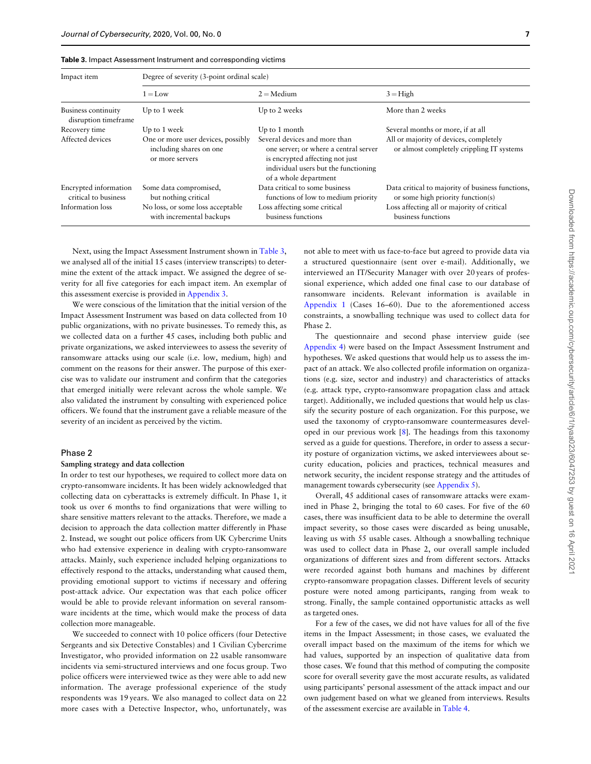**Table 3.** Impact Assessment Instrument and corresponding victims

| Impact item | Degree of severity (3-point ordinal scale) | | |
|---|---|---|---|
| | 1 = Low | 2 = Medium | 3 = High |
| Business continuity disruption timeframe | Up to 1 week | Up to 2 weeks | More than 2 weeks |
| Recovery time | Up to 1 week | Up to 1 month | Several months or more, if at all |
| Affected devices | One or more user devices, possibly including shares on one or more servers | Several devices and more than one server; or where a central server is encrypted affecting not just individual users but the functioning of a whole department | All or majority of devices, completely or almost completely crippling IT systems |
| Encrypted information critical to business | Some data compromised, but nothing critical | Data critical to some business functions of low to medium priority | Data critical to majority of business functions, or some high priority function(s) |
| Information loss | No loss, or some loss acceptable with incremental backups | Loss affecting some critical business functions | Loss affecting all or majority of critical business functions |

Next, using the Impact Assessment Instrument shown in Table 3, we analysed all of the initial 15 cases (interview transcripts) to determine the extent of the attack impact. We assigned the degree of severity for all five categories for each impact item. An exemplar of this assessment exercise is provided in Appendix 3.

We were conscious of the limitation that the initial version of the Impact Assessment Instrument was based on data collected from 10 public organizations, with no private businesses. To remedy this, as we collected data on a further 45 cases, including both public and private organizations, we asked interviewees to assess the severity of ransomware attacks using our scale (i.e. low, medium, high) and comment on the reasons for their answer. The purpose of this exercise was to validate our instrument and confirm that the categories that emerged initially were relevant across the whole sample. We also validated the instrument by consulting with experienced police officers. We found that the instrument gave a reliable measure of the severity of an incident as perceived by the victim.

## Phase 2

### Sampling strategy and data collection

In order to test our hypotheses, we required to collect more data on crypto-ransomware incidents. It has been widely acknowledged that collecting data on cyberattacks is extremely difficult. In Phase 1, it took us over 6 months to find organizations that were willing to share sensitive matters relevant to the attacks. Therefore, we made a decision to approach the data collection matter differently in Phase 2. Instead, we sought out police officers from UK Cybercrime Units who had extensive experience in dealing with crypto-ransomware attacks. Mainly, such experience included helping organizations to effectively respond to the attacks, understanding what caused them, providing emotional support to victims if necessary and offering post-attack advice. Our expectation was that each police officer would be able to provide relevant information on several ransomware incidents at the time, which would make the process of data collection more manageable.

We succeeded to connect with 10 police officers (four Detective Sergeants and six Detective Constables) and 1 Civilian Cybercrime Investigator, who provided information on 22 usable ransomware incidents via semi-structured interviews and one focus group. Two police officers were interviewed twice as they were able to add new information. The average professional experience of the study respondents was 19 years. We also managed to collect data on 22 more cases with a Detective Inspector, who, unfortunately, was not able to meet with us face-to-face but agreed to provide data via a structured questionnaire (sent over e-mail). Additionally, we interviewed an IT/Security Manager with over 20 years of professional experience, which added one final case to our database of ransomware incidents. Relevant information is available in Appendix 1 (Cases 16–60). Due to the aforementioned access constraints, a snowballing technique was used to collect data for Phase 2.

The questionnaire and second phase interview guide (see Appendix 4) were based on the Impact Assessment Instrument and hypotheses. We asked questions that would help us to assess the impact of an attack. We also collected profile information on organizations (e.g. size, sector and industry) and characteristics of attacks (e.g. attack type, crypto-ransomware propagation class and attack target). Additionally, we included questions that would help us classify the security posture of each organization. For this purpose, we used the taxonomy of crypto-ransomware countermeasures developed in our previous work [8]. The headings from this taxonomy served as a guide for questions. Therefore, in order to assess a security posture of organization victims, we asked interviewees about security education, policies and practices, technical measures and network security, the incident response strategy and the attitudes of management towards cybersecurity (see Appendix 5).

Overall, 45 additional cases of ransomware attacks were examined in Phase 2, bringing the total to 60 cases. For five of the 60 cases, there was insufficient data to be able to determine the overall impact severity, so those cases were discarded as being unusable, leaving us with 55 usable cases. Although a snowballing technique was used to collect data in Phase 2, our overall sample included organizations of different sizes and from different sectors. Attacks were recorded against both humans and machines by different crypto-ransomware propagation classes. Different levels of security posture were noted among participants, ranging from weak to strong. Finally, the sample contained opportunistic attacks as well as targeted ones.

For a few of the cases, we did not have values for all of the five items in the Impact Assessment; in those cases, we evaluated the overall impact based on the maximum of the items for which we had values, supported by an inspection of qualitative data from those cases. We found that this method of computing the composite score for overall severity gave the most accurate results, as validated using participants' personal assessment of the attack impact and our own judgement based on what we gleaned from interviews. Results of the assessment exercise are available in Table 4.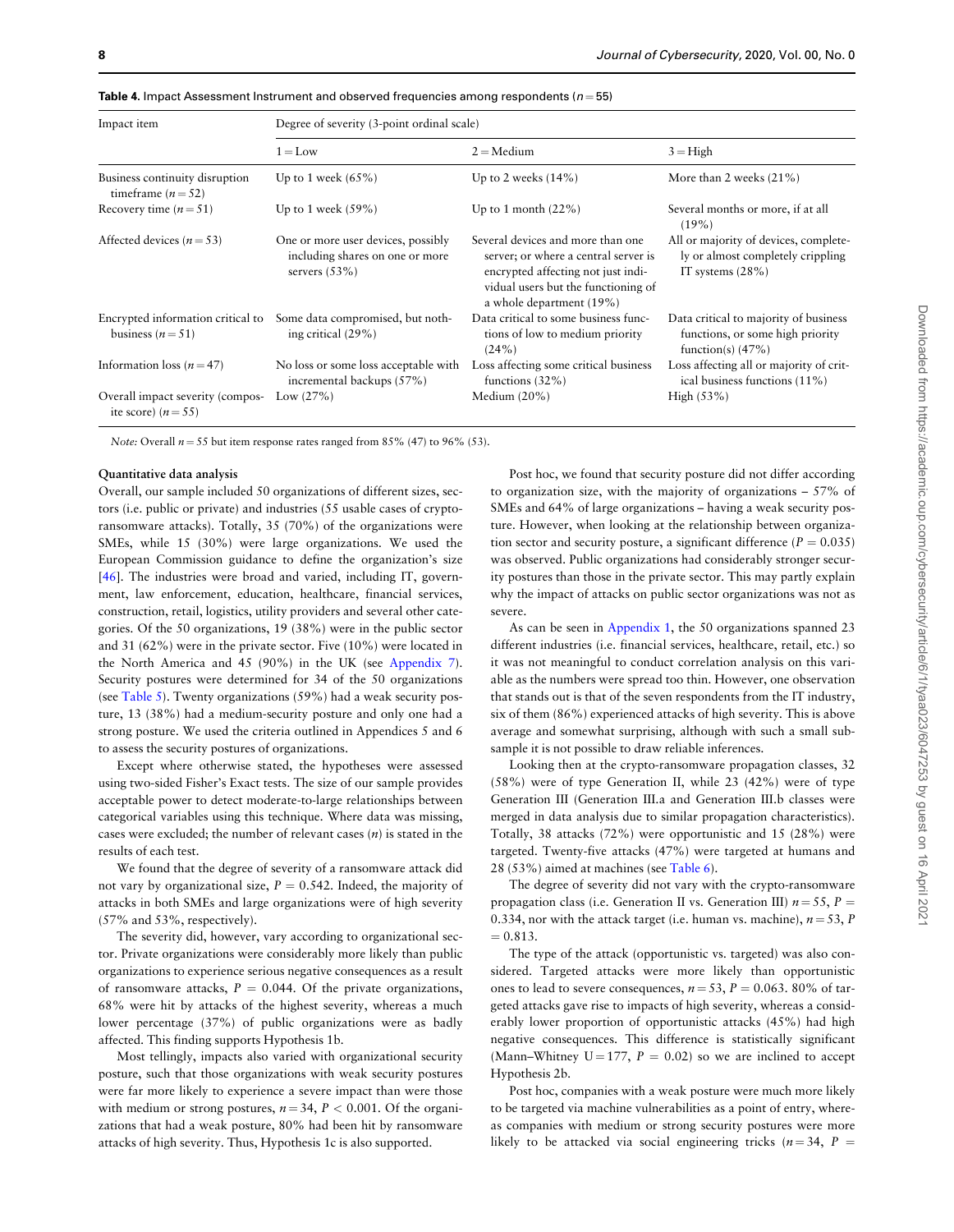**Table 4.** Impact Assessment Instrument and observed frequencies among respondents ($n = 55$)

| Impact item | Degree of severity (3-point ordinal scale) | | |
|---|---|---|---|
| | 1 = Low | 2 = Medium | 3 = High |
| Business continuity disruption timeframe ($n = 52$) | Up to 1 week (65%) | Up to 2 weeks (14%) | More than 2 weeks (21%) |
| Recovery time ($n = 51$) | Up to 1 week (59%) | Up to 1 month (22%) | Several months or more, if at all (19%) |
| Affected devices ($n = 53$) | One or more user devices, possibly including shares on one or more servers (53%) | Several devices and more than one server; or where a central server is encrypted affecting not just individual users but the functioning of a whole department (19%) | All or majority of devices, completely or almost completely crippling IT systems (28%) |
| Encrypted information critical to business ($n = 51$) | Some data compromised, but nothing critical (29%) | Data critical to some business functions of low to medium priority (24%) | Data critical to majority of business functions, or some high priority function(s) (47%) |
| Information loss ($n = 47$) | No loss or some loss acceptable with incremental backups (57%) | Loss affecting some critical business functions (32%) | Loss affecting all or majority of critical business functions (11%) |
| Overall impact severity (composite score) ($n = 55$) | Low (27%) | Medium (20%) | High (53%) |

*Note:* Overall $n = 55$ but item response rates ranged from 85% (47) to 96% (53).

### Quantitative data analysis

Overall, our sample included 50 organizations of different sizes, sectors (i.e. public or private) and industries (55 usable cases of crypto-ransomware attacks). Totally, 35 (70%) of the organizations were SMEs, while 15 (30%) were large organizations. We used the European Commission guidance to define the organization's size [46]. The industries were broad and varied, including IT, government, law enforcement, education, healthcare, financial services, construction, retail, logistics, utility providers and several other categories. Of the 50 organizations, 19 (38%) were in the public sector and 31 (62%) were in the private sector. Five (10%) were located in the North America and 45 (90%) in the UK (see Appendix 7). Security postures were determined for 34 of the 50 organizations (see Table 5). Twenty organizations (59%) had a weak security posture, 13 (38%) had a medium-security posture and only one had a strong posture. We used the criteria outlined in Appendices 5 and 6 to assess the security postures of organizations.

Except where otherwise stated, the hypotheses were assessed using two-sided Fisher's Exact tests. The size of our sample provides acceptable power to detect moderate-to-large relationships between categorical variables using this technique. Where data was missing, cases were excluded; the number of relevant cases ($n$) is stated in the results of each test.

We found that the degree of severity of a ransomware attack did not vary by organizational size, $P = 0.542$. Indeed, the majority of attacks in both SMEs and large organizations were of high severity (57% and 53%, respectively).

The severity did, however, vary according to organizational sector. Private organizations were considerably more likely than public organizations to experience serious negative consequences as a result of ransomware attacks, $P = 0.044$. Of the private organizations, 68% were hit by attacks of the highest severity, whereas a much lower percentage (37%) of public organizations were as badly affected. This finding supports Hypothesis 1b.

Most tellingly, impacts also varied with organizational security posture, such that those organizations with weak security postures were far more likely to experience a severe impact than were those with medium or strong postures, $n = 34$, $P < 0.001$. Of the organizations that had a weak posture, 80% had been hit by ransomware attacks of high severity. Thus, Hypothesis 1c is also supported.

Post hoc, we found that security posture did not differ according to organization size, with the majority of organizations – 57% of SMEs and 64% of large organizations – having a weak security posture. However, when looking at the relationship between organization sector and security posture, a significant difference ($P = 0.035$) was observed. Public organizations had considerably stronger security postures than those in the private sector. This may partly explain why the impact of attacks on public sector organizations was not as severe.

As can be seen in Appendix 1, the 50 organizations spanned 23 different industries (i.e. financial services, healthcare, retail, etc.) so it was not meaningful to conduct correlation analysis on this variable as the numbers were spread too thin. However, one observation that stands out is that of the seven respondents from the IT industry, six of them (86%) experienced attacks of high severity. This is above average and somewhat surprising, although with such a small subsample it is not possible to draw reliable inferences.

Looking then at the crypto-ransomware propagation classes, 32 (58%) were of type Generation II, while 23 (42%) were of type Generation III (Generation III.a and Generation III.b classes were merged in data analysis due to similar propagation characteristics). Totally, 38 attacks (72%) were opportunistic and 15 (28%) were targeted. Twenty-five attacks (47%) were targeted at humans and 28 (53%) aimed at machines (see Table 6).

The degree of severity did not vary with the crypto-ransomware propagation class (i.e. Generation II vs. Generation III) $n = 55$, $P = 0.334$, nor with the attack target (i.e. human vs. machine), $n = 53$, $P = 0.813$.

The type of the attack (opportunistic vs. targeted) was also considered. Targeted attacks were more likely than opportunistic ones to lead to severe consequences, $n = 53$, $P = 0.063$. 80% of targeted attacks gave rise to impacts of high severity, whereas a considerably lower proportion of opportunistic attacks (45%) had high negative consequences. This difference is statistically significant (Mann–Whitney $U = 177$, $P = 0.02$) so we are inclined to accept Hypothesis 2b.

Post hoc, companies with a weak posture were much more likely to be targeted via machine vulnerabilities as a point of entry, whereas companies with medium or strong security postures were more likely to be attacked via social engineering tricks ($n = 34$, $P =$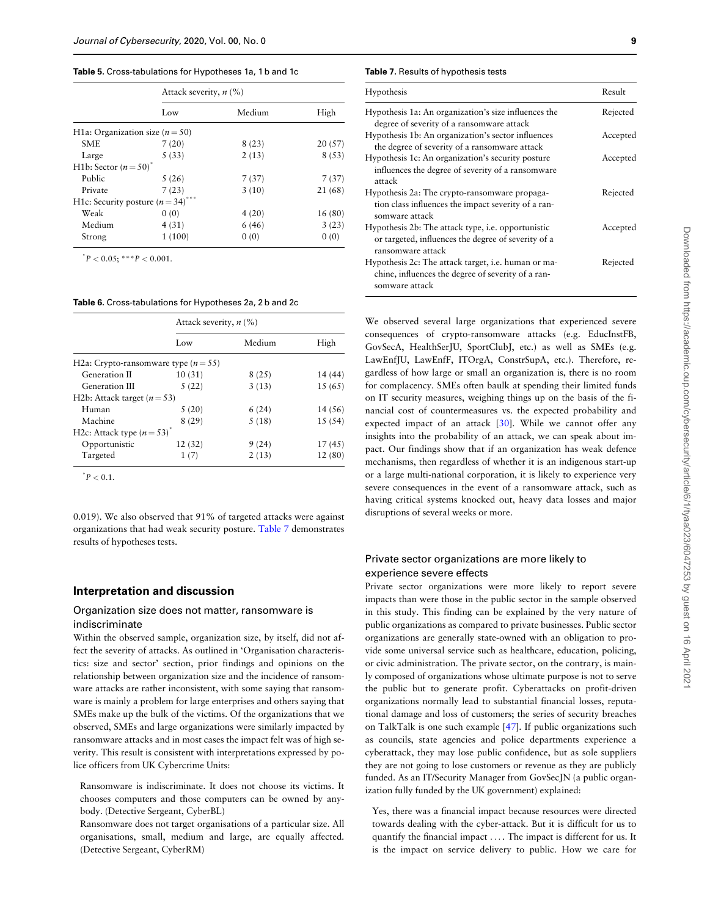**Table 5.** Cross-tabulations for Hypotheses 1a, 1 b and 1c

| | Attack severity, $n$ (%) | | |
|---|---|---|---|
| | Low | Medium | High |
| H1a: Organization size ($n = 50$) | | | |
| SME | 7 (20) | 8 (23) | 20 (57) |
| Large | 5 (33) | 2 (13) | 8 (53) |
| H1b: Sector ($n = 50$)$^{*}$ | | | |
| Public | 5 (26) | 7 (37) | 7 (37) |
| Private | 7 (23) | 3 (10) | 21 (68) |
| H1c: Security posture ($n = 34$)$^{***}$ | | | |
| Weak | 0 (0) | 4 (20) | 16 (80) |
| Medium | 4 (31) | 6 (46) | 3 (23) |
| Strong | 1 (100) | 0 (0) | 0 (0) |

$^{*}P < 0.05$; $^{***}P < 0.001$.

**Table 6.** Cross-tabulations for Hypotheses 2a, 2 b and 2c

| | Attack severity, $n$ (%) | | |
|---|---|---|---|
| | Low | Medium | High |
| H2a: Crypto-ransomware type ($n = 55$) | | | |
| Generation II | 10 (31) | 8 (25) | 14 (44) |
| Generation III | 5 (22) | 3 (13) | 15 (65) |
| H2b: Attack target ($n = 53$) | | | |
| Human | 5 (20) | 6 (24) | 14 (56) |
| Machine | 8 (29) | 5 (18) | 15 (54) |
| H2c: Attack type ($n = 53$)$^{*}$ | | | |
| Opportunistic | 12 (32) | 9 (24) | 17 (45) |
| Targeted | 1 (7) | 2 (13) | 12 (80) |

$^{*}P < 0.1$.

0.019). We also observed that 91% of targeted attacks were against organizations that had weak security posture. Table 7 demonstrates results of hypotheses tests.

## Interpretation and discussion

### Organization size does not matter, ransomware is indiscriminate

Within the observed sample, organization size, by itself, did not affect the severity of attacks. As outlined in 'Organisation characteristics: size and sector' section, prior findings and opinions on the relationship between organization size and the incidence of ransomware attacks are rather inconsistent, with some saying that ransomware is mainly a problem for large enterprises and others saying that SMEs make up the bulk of the victims. Of the organizations that we observed, SMEs and large organizations were similarly impacted by ransomware attacks and in most cases the impact felt was of high severity. This result is consistent with interpretations expressed by police officers from UK Cybercrime Units:

> Ransomware is indiscriminate. It does not choose its victims. It chooses computers and those computers can be owned by anybody. (Detective Sergeant, CyberBL)
>
> Ransomware does not target organisations of a particular size. All organisations, small, medium and large, are equally affected. (Detective Sergeant, CyberRM)

**Table 7.** Results of hypothesis tests

| Hypothesis | Result |
|---|---|
| Hypothesis 1a: An organization's size influences the degree of severity of a ransomware attack | Rejected |
| Hypothesis 1b: An organization's sector influences the degree of severity of a ransomware attack | Accepted |
| Hypothesis 1c: An organization's security posture influences the degree of severity of a ransomware attack | Accepted |
| Hypothesis 2a: The crypto-ransomware propagation class influences the impact severity of a ransomware attack | Rejected |
| Hypothesis 2b: The attack type, i.e. opportunistic or targeted, influences the degree of severity of a ransomware attack | Accepted |
| Hypothesis 2c: The attack target, i.e. human or machine, influences the degree of severity of a ransomware attack | Rejected |

We observed several large organizations that experienced severe consequences of crypto-ransomware attacks (e.g. EducInstFB, GovSecA, HealthSerJU, SportClubJ, etc.) as well as SMEs (e.g. LawEnfJU, LawEnfF, ITOrgA, ConstrSupA, etc.). Therefore, regardless of how large or small an organization is, there is no room for complacency. SMEs often baulk at spending their limited funds on IT security measures, weighing things up on the basis of the financial cost of countermeasures vs. the expected probability and expected impact of an attack [30]. While we cannot offer any insights into the probability of an attack, we can speak about impact. Our findings show that if an organization has weak defence mechanisms, then regardless of whether it is an indigenous start-up or a large multi-national corporation, it is likely to experience very severe consequences in the event of a ransomware attack, such as having critical systems knocked out, heavy data losses and major disruptions of several weeks or more.

### Private sector organizations are more likely to experience severe effects

Private sector organizations were more likely to report severe impacts than were those in the public sector in the sample observed in this study. This finding can be explained by the very nature of public organizations as compared to private businesses. Public sector organizations are generally state-owned with an obligation to provide some universal service such as healthcare, education, policing, or civic administration. The private sector, on the contrary, is mainly composed of organizations whose ultimate purpose is not to serve the public but to generate profit. Cyberattacks on profit-driven organizations normally lead to substantial financial losses, reputational damage and loss of customers; the series of security breaches on TalkTalk is one such example [47]. If public organizations such as councils, state agencies and police departments experience a cyberattack, they may lose public confidence, but as sole suppliers they are not going to lose customers or revenue as they are publicly funded. As an IT/Security Manager from GovSecJN (a public organization fully funded by the UK government) explained:

> Yes, there was a financial impact because resources were directed towards dealing with the cyber-attack. But it is difficult for us to quantify the financial impact .... The impact is different for us. It is the impact on service delivery to public. How we care for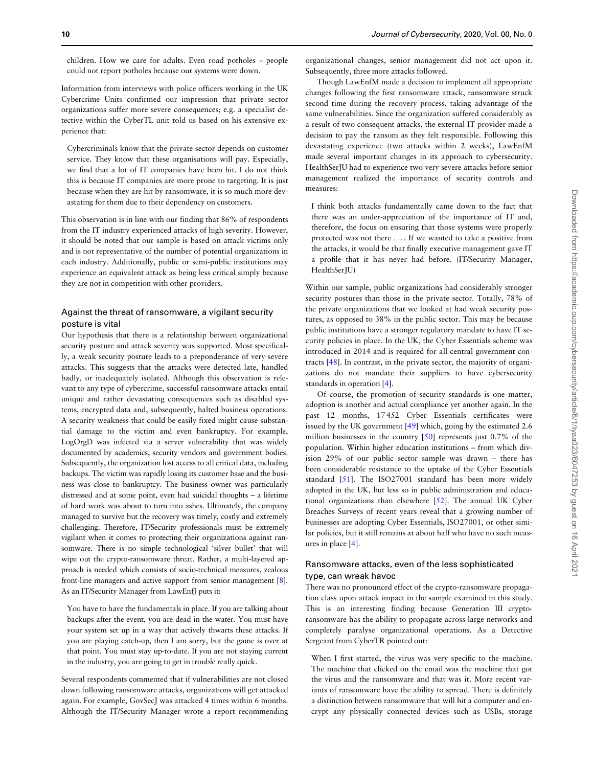children. How we care for adults. Even road potholes – people could not report potholes because our systems were down.

Information from interviews with police officers working in the UK Cybercrime Units confirmed our impression that private sector organizations suffer more severe consequences; e.g. a specialist detective within the CyberTL unit told us based on his extensive experience that:

> Cybercriminals know that the private sector depends on customer service. They know that these organisations will pay. Especially, we find that a lot of IT companies have been hit. I do not think this is because IT companies are more prone to targeting. It is just because when they are hit by ransomware, it is so much more devastating for them due to their dependency on customers.

This observation is in line with our finding that 86% of respondents from the IT industry experienced attacks of high severity. However, it should be noted that our sample is based on attack victims only and is not representative of the number of potential organizations in each industry. Additionally, public or semi-public institutions may experience an equivalent attack as being less critical simply because they are not in competition with other providers.

## Against the threat of ransomware, a vigilant security posture is vital

Our hypothesis that there is a relationship between organizational security posture and attack severity was supported. Most specifically, a weak security posture leads to a preponderance of very severe attacks. This suggests that the attacks were detected late, handled badly, or inadequately isolated. Although this observation is relevant to any type of cybercrime, successful ransomware attacks entail unique and rather devastating consequences such as disabled systems, encrypted data and, subsequently, halted business operations. A security weakness that could be easily fixed might cause substantial damage to the victim and even bankruptcy. For example, LogOrgD was infected via a server vulnerability that was widely documented by academics, security vendors and government bodies. Subsequently, the organization lost access to all critical data, including backups. The victim was rapidly losing its customer base and the business was close to bankruptcy. The business owner was particularly distressed and at some point, even had suicidal thoughts – a lifetime of hard work was about to turn into ashes. Ultimately, the company managed to survive but the recovery was timely, costly and extremely challenging. Therefore, IT/Security professionals must be extremely vigilant when it comes to protecting their organizations against ransomware. There is no simple technological 'silver bullet' that will wipe out the crypto-ransomware threat. Rather, a multi-layered approach is needed which consists of socio-technical measures, zealous front-line managers and active support from senior management [8]. As an IT/Security Manager from LawEnfJ puts it:

> You have to have the fundamentals in place. If you are talking about backups after the event, you are dead in the water. You must have your system set up in a way that actively thwarts these attacks. If you are playing catch-up, then I am sorry, but the game is over at that point. You must stay up-to-date. If you are not staying current in the industry, you are going to get in trouble really quick.

Several respondents commented that if vulnerabilities are not closed down following ransomware attacks, organizations will get attacked again. For example, GovSecJ was attacked 4 times within 6 months. Although the IT/Security Manager wrote a report recommending organizational changes, senior management did not act upon it. Subsequently, three more attacks followed.

Though LawEnfM made a decision to implement all appropriate changes following the first ransomware attack, ransomware struck second time during the recovery process, taking advantage of the same vulnerabilities. Since the organization suffered considerably as a result of two consequent attacks, the external IT provider made a decision to pay the ransom as they felt responsible. Following this devastating experience (two attacks within 2 weeks), LawEnfM made several important changes in its approach to cybersecurity. HealthSerJU had to experience two very severe attacks before senior management realized the importance of security controls and measures:

> I think both attacks fundamentally came down to the fact that there was an under-appreciation of the importance of IT and, therefore, the focus on ensuring that those systems were properly protected was not there .... If we wanted to take a positive from the attacks, it would be that finally executive management gave IT a profile that it has never had before. (IT/Security Manager, HealthSerJU)

Within our sample, public organizations had considerably stronger security postures than those in the private sector. Totally, 78% of the private organizations that we looked at had weak security postures, as opposed to 38% in the public sector. This may be because public institutions have a stronger regulatory mandate to have IT security policies in place. In the UK, the Cyber Essentials scheme was introduced in 2014 and is required for all central government contracts [48]. In contrast, in the private sector, the majority of organizations do not mandate their suppliers to have cybersecurity standards in operation [4].

Of course, the promotion of security standards is one matter, adoption is another and actual compliance yet another again. In the past 12 months, 17 452 Cyber Essentials certificates were issued by the UK government [49] which, going by the estimated 2.6 million businesses in the country [50] represents just 0.7% of the population. Within higher education institutions – from which division 29% of our public sector sample was drawn – there has been considerable resistance to the uptake of the Cyber Essentials standard [51]. The ISO27001 standard has been more widely adopted in the UK, but less so in public administration and educational organizations than elsewhere [52]. The annual UK Cyber Breaches Surveys of recent years reveal that a growing number of businesses are adopting Cyber Essentials, ISO27001, or other similar policies, but it still remains at about half who have no such measures in place [4].

## Ransomware attacks, even of the less sophisticated type, can wreak havoc

There was no pronounced effect of the crypto-ransomware propagation class upon attack impact in the sample examined in this study. This is an interesting finding because Generation III crypto-ransomware has the ability to propagate across large networks and completely paralyse organizational operations. As a Detective Sergeant from CyberTR pointed out:

> When I first started, the virus was very specific to the machine. The machine that clicked on the email was the machine that got the virus and the ransomware and that was it. More recent variants of ransomware have the ability to spread. There is definitely a distinction between ransomware that will hit a computer and encrypt any physically connected devices such as USBs, storage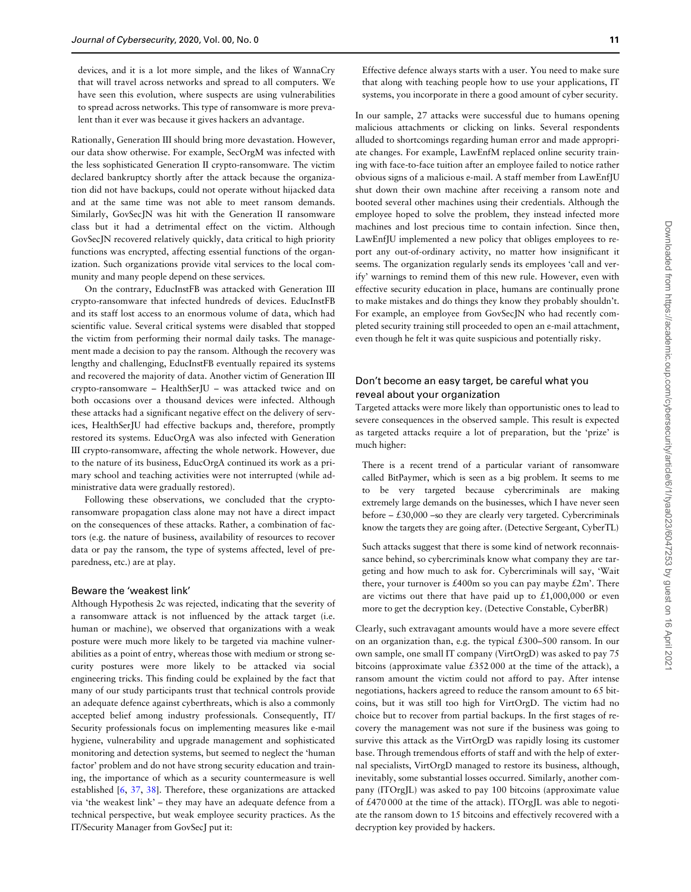devices, and it is a lot more simple, and the likes of WannaCry that will travel across networks and spread to all computers. We have seen this evolution, where suspects are using vulnerabilities to spread across networks. This type of ransomware is more prevalent than it ever was because it gives hackers an advantage.

Rationally, Generation III should bring more devastation. However, our data show otherwise. For example, SecOrgM was infected with the less sophisticated Generation II crypto-ransomware. The victim declared bankruptcy shortly after the attack because the organization did not have backups, could not operate without hijacked data and at the same time was not able to meet ransom demands. Similarly, GovSecJN was hit with the Generation II ransomware class but it had a detrimental effect on the victim. Although GovSecJN recovered relatively quickly, data critical to high priority functions was encrypted, affecting essential functions of the organization. Such organizations provide vital services to the local community and many people depend on these services.

On the contrary, EducInstFB was attacked with Generation III crypto-ransomware that infected hundreds of devices. EducInstFB and its staff lost access to an enormous volume of data, which had scientific value. Several critical systems were disabled that stopped the victim from performing their normal daily tasks. The management made a decision to pay the ransom. Although the recovery was lengthy and challenging, EducInstFB eventually repaired its systems and recovered the majority of data. Another victim of Generation III crypto-ransomware – HealthSerJU – was attacked twice and on both occasions over a thousand devices were infected. Although these attacks had a significant negative effect on the delivery of services, HealthSerJU had effective backups and, therefore, promptly restored its systems. EducOrgA was also infected with Generation III crypto-ransomware, affecting the whole network. However, due to the nature of its business, EducOrgA continued its work as a primary school and teaching activities were not interrupted (while administrative data were gradually restored).

Following these observations, we concluded that the crypto-ransomware propagation class alone may not have a direct impact on the consequences of these attacks. Rather, a combination of factors (e.g. the nature of business, availability of resources to recover data or pay the ransom, the type of systems affected, level of preparedness, etc.) are at play.

### Beware the 'weakest link'

Although Hypothesis 2c was rejected, indicating that the severity of a ransomware attack is not influenced by the attack target (i.e. human or machine), we observed that organizations with a weak posture were much more likely to be targeted via machine vulnerabilities as a point of entry, whereas those with medium or strong security postures were more likely to be attacked via social engineering tricks. This finding could be explained by the fact that many of our study participants trust that technical controls provide an adequate defence against cyberthreats, which is also a commonly accepted belief among industry professionals. Consequently, IT/Security professionals focus on implementing measures like e-mail hygiene, vulnerability and upgrade management and sophisticated monitoring and detection systems, but seemed to neglect the 'human factor' problem and do not have strong security education and training, the importance of which as a security countermeasure is well established [6, 37, 38]. Therefore, these organizations are attacked via 'the weakest link' – they may have an adequate defence from a technical perspective, but weak employee security practices. As the IT/Security Manager from GovSecJ put it:

> Effective defence always starts with a user. You need to make sure that along with teaching people how to use your applications, IT systems, you incorporate in there a good amount of cyber security.

In our sample, 27 attacks were successful due to humans opening malicious attachments or clicking on links. Several respondents alluded to shortcomings regarding human error and made appropriate changes. For example, LawEnfM replaced online security training with face-to-face tuition after an employee failed to notice rather obvious signs of a malicious e-mail. A staff member from LawEnfJU shut down their own machine after receiving a ransom note and booted several other machines using their credentials. Although the employee hoped to solve the problem, they instead infected more machines and lost precious time to contain infection. Since then, LawEnfJU implemented a new policy that obliges employees to report any out-of-ordinary activity, no matter how insignificant it seems. The organization regularly sends its employees 'call and verify' warnings to remind them of this new rule. However, even with effective security education in place, humans are continually prone to make mistakes and do things they know they probably shouldn't. For example, an employee from GovSecJN who had recently completed security training still proceeded to open an e-mail attachment, even though he felt it was quite suspicious and potentially risky.

### Don't become an easy target, be careful what you reveal about your organization

Targeted attacks were more likely than opportunistic ones to lead to severe consequences in the observed sample. This result is expected as targeted attacks require a lot of preparation, but the 'prize' is much higher:

> There is a recent trend of a particular variant of ransomware called BitPaymer, which is seen as a big problem. It seems to me to be very targeted because cybercriminals are making extremely large demands on the businesses, which I have never seen before – £30,000 –so they are clearly very targeted. Cybercriminals know the targets they are going after. (Detective Sergeant, CyberTL)

> Such attacks suggest that there is some kind of network reconnaissance behind, so cybercriminals know what company they are targeting and how much to ask for. Cybercriminals will say, 'Wait there, your turnover is £400m so you can pay maybe £2m'. There are victims out there that have paid up to £1,000,000 or even more to get the decryption key. (Detective Constable, CyberBR)

Clearly, such extravagant amounts would have a more severe effect on an organization than, e.g. the typical £300–500 ransom. In our own sample, one small IT company (VirtOrgD) was asked to pay 75 bitcoins (approximate value £352 000 at the time of the attack), a ransom amount the victim could not afford to pay. After intense negotiations, hackers agreed to reduce the ransom amount to 65 bitcoins, but it was still too high for VirtOrgD. The victim had no choice but to recover from partial backups. In the first stages of recovery the management was not sure if the business was going to survive this attack as the VirtOrgD was rapidly losing its customer base. Through tremendous efforts of staff and with the help of external specialists, VirtOrgD managed to restore its business, although, inevitably, some substantial losses occurred. Similarly, another company (ITOrgJL) was asked to pay 100 bitcoins (approximate value of £470 000 at the time of the attack). ITOrgJL was able to negotiate the ransom down to 15 bitcoins and effectively recovered with a decryption key provided by hackers.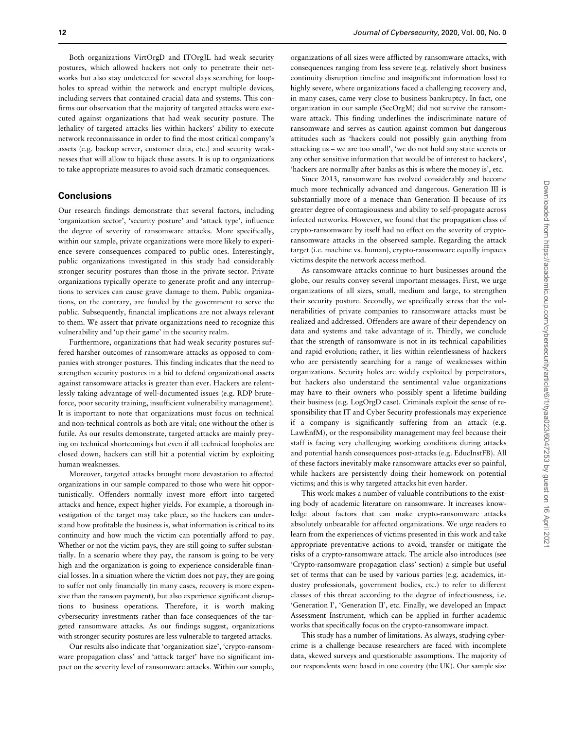Both organizations VirtOrgD and ITOrgJL had weak security postures, which allowed hackers not only to penetrate their networks but also stay undetected for several days searching for loopholes to spread within the network and encrypt multiple devices, including servers that contained crucial data and systems. This confirms our observation that the majority of targeted attacks were executed against organizations that had weak security posture. The lethality of targeted attacks lies within hackers' ability to execute network reconnaissance in order to find the most critical company's assets (e.g. backup server, customer data, etc.) and security weaknesses that will allow to hijack these assets. It is up to organizations to take appropriate measures to avoid such dramatic consequences.

## Conclusions

Our research findings demonstrate that several factors, including 'organization sector', 'security posture' and 'attack type', influence the degree of severity of ransomware attacks. More specifically, within our sample, private organizations were more likely to experience severe consequences compared to public ones. Interestingly, public organizations investigated in this study had considerably stronger security postures than those in the private sector. Private organizations typically operate to generate profit and any interruptions to services can cause grave damage to them. Public organizations, on the contrary, are funded by the government to serve the public. Subsequently, financial implications are not always relevant to them. We assert that private organizations need to recognize this vulnerability and 'up their game' in the security realm.

Furthermore, organizations that had weak security postures suffered harsher outcomes of ransomware attacks as opposed to companies with stronger postures. This finding indicates that the need to strengthen security postures in a bid to defend organizational assets against ransomware attacks is greater than ever. Hackers are relentlessly taking advantage of well-documented issues (e.g. RDP brute-force, poor security training, insufficient vulnerability management). It is important to note that organizations must focus on technical and non-technical controls as both are vital; one without the other is futile. As our results demonstrate, targeted attacks are mainly preying on technical shortcomings but even if all technical loopholes are closed down, hackers can still hit a potential victim by exploiting human weaknesses.

Moreover, targeted attacks brought more devastation to affected organizations in our sample compared to those who were hit opportunistically. Offenders normally invest more effort into targeted attacks and hence, expect higher yields. For example, a thorough investigation of the target may take place, so the hackers can understand how profitable the business is, what information is critical to its continuity and how much the victim can potentially afford to pay. Whether or not the victim pays, they are still going to suffer substantially. In a scenario where they pay, the ransom is going to be very high and the organization is going to experience considerable financial losses. In a situation where the victim does not pay, they are going to suffer not only financially (in many cases, recovery is more expensive than the ransom payment), but also experience significant disruptions to business operations. Therefore, it is worth making cybersecurity investments rather than face consequences of the targeted ransomware attacks. As our findings suggest, organizations with stronger security postures are less vulnerable to targeted attacks.

Our results also indicate that 'organization size', 'crypto-ransomware propagation class' and 'attack target' have no significant impact on the severity level of ransomware attacks. Within our sample, organizations of all sizes were afflicted by ransomware attacks, with consequences ranging from less severe (e.g. relatively short business continuity disruption timeline and insignificant information loss) to highly severe, where organizations faced a challenging recovery and, in many cases, came very close to business bankruptcy. In fact, one organization in our sample (SecOrgM) did not survive the ransomware attack. This finding underlines the indiscriminate nature of ransomware and serves as caution against common but dangerous attitudes such as 'hackers could not possibly gain anything from attacking us – we are too small', 'we do not hold any state secrets or any other sensitive information that would be of interest to hackers', 'hackers are normally after banks as this is where the money is', etc.

Since 2013, ransomware has evolved considerably and become much more technically advanced and dangerous. Generation III is substantially more of a menace than Generation II because of its greater degree of contagiousness and ability to self-propagate across infected networks. However, we found that the propagation class of crypto-ransomware by itself had no effect on the severity of crypto-ransomware attacks in the observed sample. Regarding the attack target (i.e. machine vs. human), crypto-ransomware equally impacts victims despite the network access method.

As ransomware attacks continue to hurt businesses around the globe, our results convey several important messages. First, we urge organizations of all sizes, small, medium and large, to strengthen their security posture. Secondly, we specifically stress that the vulnerabilities of private companies to ransomware attacks must be realized and addressed. Offenders are aware of their dependency on data and systems and take advantage of it. Thirdly, we conclude that the strength of ransomware is not in its technical capabilities and rapid evolution; rather, it lies within relentlessness of hackers who are persistently searching for a range of weaknesses within organizations. Security holes are widely exploited by perpetrators, but hackers also understand the sentimental value organizations may have to their owners who possibly spent a lifetime building their business (e.g. LogOrgD case). Criminals exploit the sense of responsibility that IT and Cyber Security professionals may experience if a company is significantly suffering from an attack (e.g. LawEnfM), or the responsibility management may feel because their staff is facing very challenging working conditions during attacks and potential harsh consequences post-attacks (e.g. EducInstFB). All of these factors inevitably make ransomware attacks ever so painful, while hackers are persistently doing their homework on potential victims; and this is why targeted attacks hit even harder.

This work makes a number of valuable contributions to the existing body of academic literature on ransomware. It increases knowledge about factors that can make crypto-ransomware attacks absolutely unbearable for affected organizations. We urge readers to learn from the experiences of victims presented in this work and take appropriate preventative actions to avoid, transfer or mitigate the risks of a crypto-ransomware attack. The article also introduces (see 'Crypto-ransomware propagation class' section) a simple but useful set of terms that can be used by various parties (e.g. academics, industry professionals, government bodies, etc.) to refer to different classes of this threat according to the degree of infectiousness, i.e. 'Generation I', 'Generation II', etc. Finally, we developed an Impact Assessment Instrument, which can be applied in further academic works that specifically focus on the crypto-ransomware impact.

This study has a number of limitations. As always, studying cybercrime is a challenge because researchers are faced with incomplete data, skewed surveys and questionable assumptions. The majority of our respondents were based in one country (the UK). Our sample size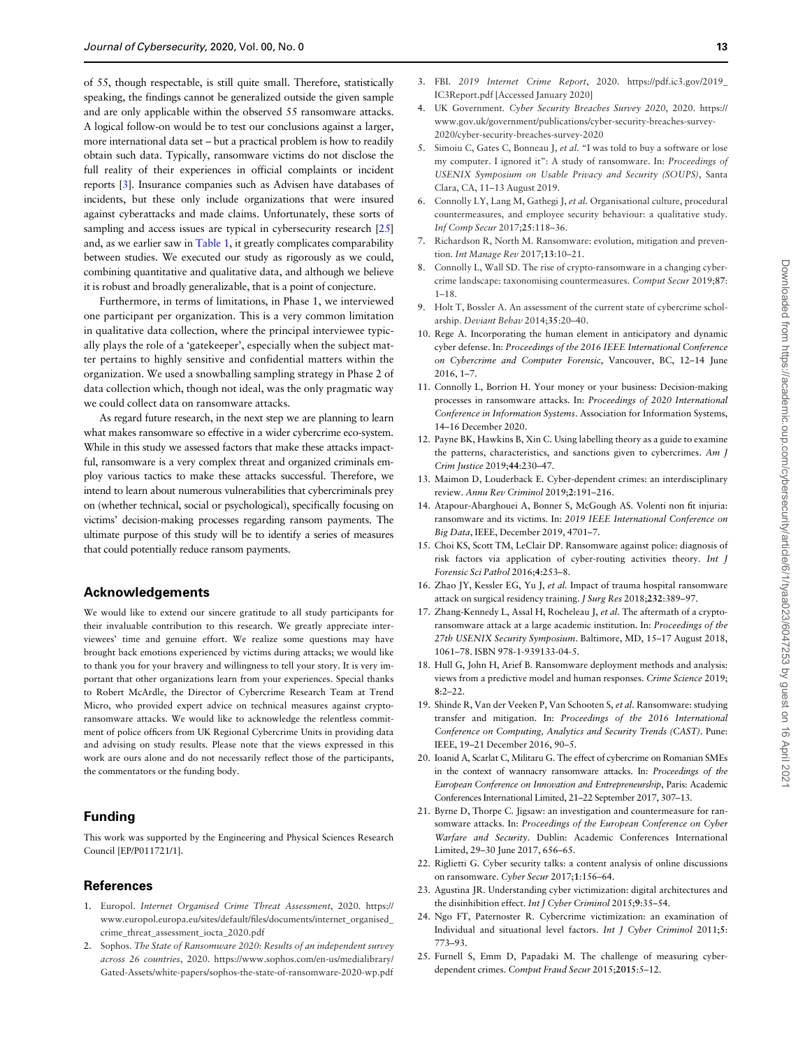of 55, though respectable, is still quite small. Therefore, statistically speaking, the findings cannot be generalized outside the given sample and are only applicable within the observed 55 ransomware attacks. A logical follow-on would be to test our conclusions against a larger, more international data set – but a practical problem is how to readily obtain such data. Typically, ransomware victims do not disclose the full reality of their experiences in official complaints or incident reports [3]. Insurance companies such as Advisen have databases of incidents, but these only include organizations that were insured against cyberattacks and made claims. Unfortunately, these sorts of sampling and access issues are typical in cybersecurity research [25] and, as we earlier saw in Table 1, it greatly complicates comparability between studies. We executed our study as rigorously as we could, combining quantitative and qualitative data, and although we believe it is robust and broadly generalizable, that is a point of conjecture.

Furthermore, in terms of limitations, in Phase 1, we interviewed one participant per organization. This is a very common limitation in qualitative data collection, where the principal interviewee typically plays the role of a 'gatekeeper', especially when the subject matter pertains to highly sensitive and confidential matters within the organization. We used a snowballing sampling strategy in Phase 2 of data collection which, though not ideal, was the only pragmatic way we could collect data on ransomware attacks.

As regard future research, in the next step we are planning to learn what makes ransomware so effective in a wider cybercrime eco-system. While in this study we assessed factors that make these attacks impactful, ransomware is a very complex threat and organized criminals employ various tactics to make these attacks successful. Therefore, we intend to learn about numerous vulnerabilities that cybercriminals prey on (whether technical, social or psychological), specifically focusing on victims' decision-making processes regarding ransom payments. The ultimate purpose of this study will be to identify a series of measures that could potentially reduce ransom payments.

## Acknowledgements

We would like to extend our sincere gratitude to all study participants for their invaluable contribution to this research. We greatly appreciate interviewees' time and genuine effort. We realize some questions may have brought back emotions experienced by victims during attacks; we would like to thank you for your bravery and willingness to tell your story. It is very important that other organizations learn from your experiences. Special thanks to Robert McArdle, the Director of Cybercrime Research Team at Trend Micro, who provided expert advice on technical measures against crypto-ransomware attacks. We would like to acknowledge the relentless commitment of police officers from UK Regional Cybercrime Units in providing data and advising on study results. Please note that the views expressed in this work are ours alone and do not necessarily reflect those of the participants, the commentators or the funding body.

## Funding

This work was supported by the Engineering and Physical Sciences Research Council [EP/P011721/1].

## References

1. Europol. *Internet Organised Crime Threat Assessment*, 2020. https://www.europol.europa.eu/sites/default/files/documents/internet_organised_crime_threat_assessment_iocta_2020.pdf
2. Sophos. *The State of Ransomware 2020: Results of an independent survey across 26 countries*, 2020. https://www.sophos.com/en-us/medialibrary/Gated-Assets/white-papers/sophos-the-state-of-ransomware-2020-wp.pdf
3. FBI. *2019 Internet Crime Report*, 2020. https://pdf.ic3.gov/2019_IC3Report.pdf [Accessed January 2020]
4. UK Government. *Cyber Security Breaches Survey 2020*, 2020. https://www.gov.uk/government/publications/cyber-security-breaches-survey-2020/cyber-security-breaches-survey-2020
5. Simoiu C, Gates C, Bonneau J, *et al.* "I was told to buy a software or lose my computer. I ignored it": A study of ransomware. In: *Proceedings of USENIX Symposium on Usable Privacy and Security (SOUPS)*, Santa Clara, CA, 11–13 August 2019.
6. Connolly LY, Lang M, Gathegi J, *et al.* Organisational culture, procedural countermeasures, and employee security behaviour: a qualitative study. *Inf Comp Secur* 2017;**25**:118–36.
7. Richardson R, North M. Ransomware: evolution, mitigation and prevention. *Int Manage Rev* 2017;**13**:10–21.
8. Connolly L, Wall SD. The rise of crypto-ransomware in a changing cybercrime landscape: taxonomising countermeasures. *Comput Secur* 2019;**87**: 1–18.
9. Holt T, Bossler A. An assessment of the current state of cybercrime scholarship. *Deviant Behav* 2014;**35**:20–40.
10. Rege A. Incorporating the human element in anticipatory and dynamic cyber defense. In: *Proceedings of the 2016 IEEE International Conference on Cybercrime and Computer Forensic*, Vancouver, BC, 12–14 June 2016, 1–7.
11. Connolly L, Borrion H. Your money or your business: Decision-making processes in ransomware attacks. In: *Proceedings of 2020 International Conference in Information Systems*. Association for Information Systems, 14–16 December 2020.
12. Payne BK, Hawkins B, Xin C. Using labelling theory as a guide to examine the patterns, characteristics, and sanctions given to cybercrimes. *Am J Crim Justice* 2019;**44**:230–47.
13. Maimon D, Louderback E. Cyber-dependent crimes: an interdisciplinary review. *Annu Rev Criminol* 2019;**2**:191–216.
14. Atapour-Abarghouei A, Bonner S, McGough AS. Volenti non fit injuria: ransomware and its victims. In: *2019 IEEE International Conference on Big Data*, IEEE, December 2019, 4701–7.
15. Choi KS, Scott TM, LeClair DP. Ransomware against police: diagnosis of risk factors via application of cyber-routing activities theory. *Int J Forensic Sci Pathol* 2016;**4**:253–8.
16. Zhao JY, Kessler EG, Yu J, *et al.* Impact of trauma hospital ransomware attack on surgical residency training. *J Surg Res* 2018;**232**:389–97.
17. Zhang-Kennedy L, Assal H, Rocheleau J, *et al.* The aftermath of a crypto-ransomware attack at a large academic institution. In: *Proceedings of the 27th USENIX Security Symposium*. Baltimore, MD, 15–17 August 2018, 1061–78. ISBN 978-1-939133-04-5.
18. Hull G, John H, Arief B. Ransomware deployment methods and analysis: views from a predictive model and human responses. *Crime Science* 2019; **8**:2–22.
19. Shinde R, Van der Veeken P, Van Schooten S, *et al.* Ransomware: studying transfer and mitigation. In: *Proceedings of the 2016 International Conference on Computing, Analytics and Security Trends (CAST)*. Pune: IEEE, 19–21 December 2016, 90–5.
20. Ioanid A, Scarlat C, Militaru G. The effect of cybercrime on Romanian SMEs in the context of wannacry ransomware attacks. In: *Proceedings of the European Conference on Innovation and Entrepreneurship*, Paris: Academic Conferences International Limited, 21–22 September 2017, 307–13.
21. Byrne D, Thorpe C. Jigsaw: an investigation and countermeasure for ransomware attacks. In: *Proceedings of the European Conference on Cyber Warfare and Security*. Dublin: Academic Conferences International Limited, 29–30 June 2017, 656–65.
22. Riglietti G. Cyber security talks: a content analysis of online discussions on ransomware. *Cyber Secur* 2017;**1**:156–64.
23. Agustina JR. Understanding cyber victimization: digital architectures and the disinhibition effect. *Int J Cyber Criminol* 2015;**9**:35–54.
24. Ngo FT, Paternoster R. Cybercrime victimization: an examination of Individual and situational level factors. *Int J Cyber Criminol* 2011;**5**: 773–93.
25. Furnell S, Emm D, Papadaki M. The challenge of measuring cyber-dependent crimes. *Comput Fraud Secur* 2015;**2015**:5–12.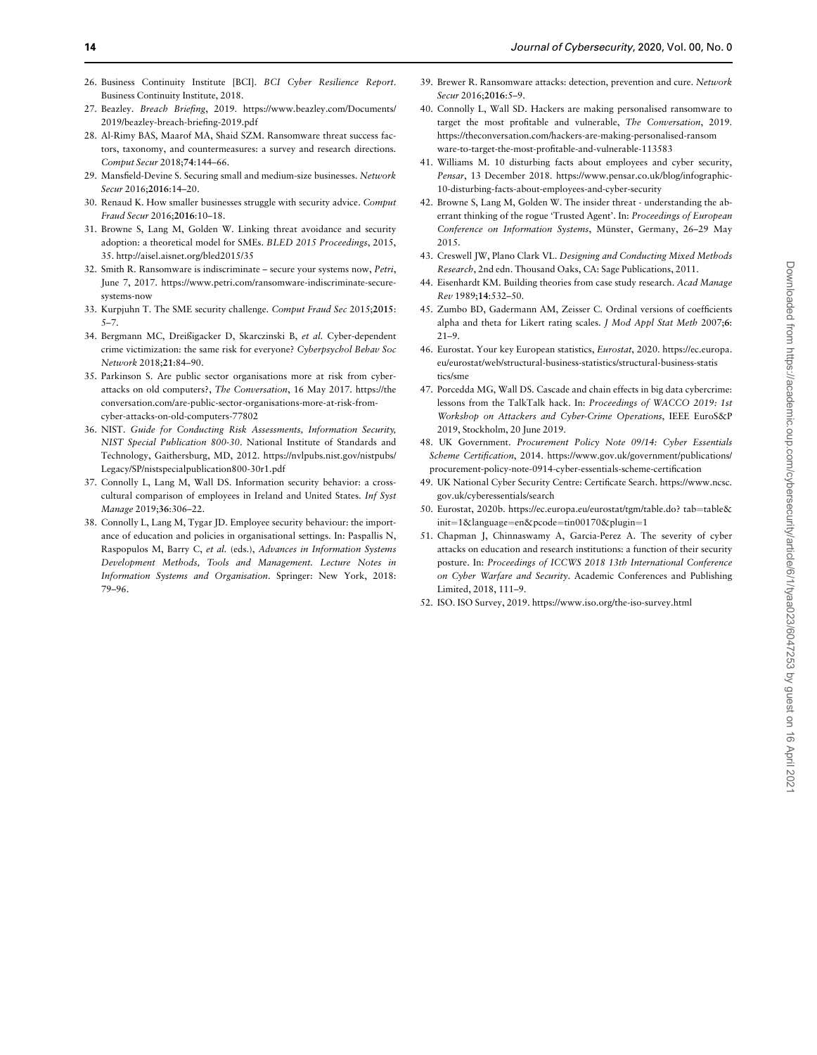26. Business Continuity Institute [BCI]. *BCI Cyber Resilience Report*. Business Continuity Institute, 2018.
27. Beazley. *Breach Briefing*, 2019. https://www.beazley.com/Documents/2019/beazley-breach-briefing-2019.pdf
28. Al-Rimy BAS, Maarof MA, Shaid SZM. Ransomware threat success factors, taxonomy, and countermeasures: a survey and research directions. *Comput Secur* 2018;**74**:144–66.
29. Mansfield-Devine S. Securing small and medium-size businesses. *Network Secur* 2016;**2016**:14–20.
30. Renaud K. How smaller businesses struggle with security advice. *Comput Fraud Secur* 2016;**2016**:10–18.
31. Browne S, Lang M, Golden W. Linking threat avoidance and security adoption: a theoretical model for SMEs. *BLED 2015 Proceedings*, 2015, 35. http://aisel.aisnet.org/bled2015/35
32. Smith R. Ransomware is indiscriminate – secure your systems now, *Petri*, June 7, 2017. https://www.petri.com/ransomware-indiscriminate-secure-systems-now
33. Kurpjuhn T. The SME security challenge. *Comput Fraud Sec* 2015;**2015**: 5–7.
34. Bergmann MC, Dreißigacker D, Skarczinski B, *et al.* Cyber-dependent crime victimization: the same risk for everyone? *Cyberpsychol Behav Soc Network* 2018;**21**:84–90.
35. Parkinson S. Are public sector organisations more at risk from cyber-attacks on old computers?, *The Conversation*, 16 May 2017. https://theconversation.com/are-public-sector-organisations-more-at-risk-from-cyber-attacks-on-old-computers-77802
36. NIST. *Guide for Conducting Risk Assessments, Information Security, NIST Special Publication 800-30*. National Institute of Standards and Technology, Gaithersburg, MD, 2012. https://nvlpubs.nist.gov/nistpubs/Legacy/SP/nistspecialpublication800-30r1.pdf
37. Connolly L, Lang M, Wall DS. Information security behavior: a cross-cultural comparison of employees in Ireland and United States. *Inf Syst Manage* 2019;**36**:306–22.
38. Connolly L, Lang M, Tygar JD. Employee security behaviour: the importance of education and policies in organisational settings. In: Paspallis N, Raspopulos M, Barry C, *et al.* (eds.), *Advances in Information Systems Development Methods, Tools and Management. Lecture Notes in Information Systems and Organisation*. Springer: New York, 2018: 79–96.
39. Brewer R. Ransomware attacks: detection, prevention and cure. *Network Secur* 2016;**2016**:5–9.
40. Connolly L, Wall SD. Hackers are making personalised ransomware to target the most profitable and vulnerable, *The Conversation*, 2019. https://theconversation.com/hackers-are-making-personalised-ransomware-to-target-the-most-profitable-and-vulnerable-113583
41. Williams M. 10 disturbing facts about employees and cyber security, *Pensar*, 13 December 2018. https://www.pensar.co.uk/blog/infographic-10-disturbing-facts-about-employees-and-cyber-security
42. Browne S, Lang M, Golden W. The insider threat - understanding the aberrant thinking of the rogue 'Trusted Agent'. In: *Proceedings of European Conference on Information Systems*, Münster, Germany, 26–29 May 2015.
43. Creswell JW, Plano Clark VL. *Designing and Conducting Mixed Methods Research*, 2nd edn. Thousand Oaks, CA: Sage Publications, 2011.
44. Eisenhardt KM. Building theories from case study research. *Acad Manage Rev* 1989;**14**:532–50.
45. Zumbo BD, Gadermann AM, Zeisser C. Ordinal versions of coefficients alpha and theta for Likert rating scales. *J Mod Appl Stat Meth* 2007;**6**: 21–9.
46. Eurostat. Your key European statistics, *Eurostat*, 2020. https://ec.europa.eu/eurostat/web/structural-business-statistics/structural-business-statistics/sme
47. Porcedda MG, Wall DS. Cascade and chain effects in big data cybercrime: lessons from the TalkTalk hack. In: *Proceedings of WACCO 2019: 1st Workshop on Attackers and Cyber-Crime Operations*, IEEE EuroS&P 2019, Stockholm, 20 June 2019.
48. UK Government. *Procurement Policy Note 09/14: Cyber Essentials Scheme Certification*, 2014. https://www.gov.uk/government/publications/procurement-policy-note-0914-cyber-essentials-scheme-certification
49. UK National Cyber Security Centre: Certificate Search. https://www.ncsc.gov.uk/cyberessentials/search
50. Eurostat, 2020b. https://ec.europa.eu/eurostat/tgm/table.do? tab=table&init=1&language=en&pcode=tin00170&plugin=1
51. Chapman J, Chinnaswamy A, Garcia-Perez A. The severity of cyber attacks on education and research institutions: a function of their security posture. In: *Proceedings of ICCWS 2018 13th International Conference on Cyber Warfare and Security*. Academic Conferences and Publishing Limited, 2018, 111–9.
52. ISO. ISO Survey, 2019. https://www.iso.org/the-iso-survey.html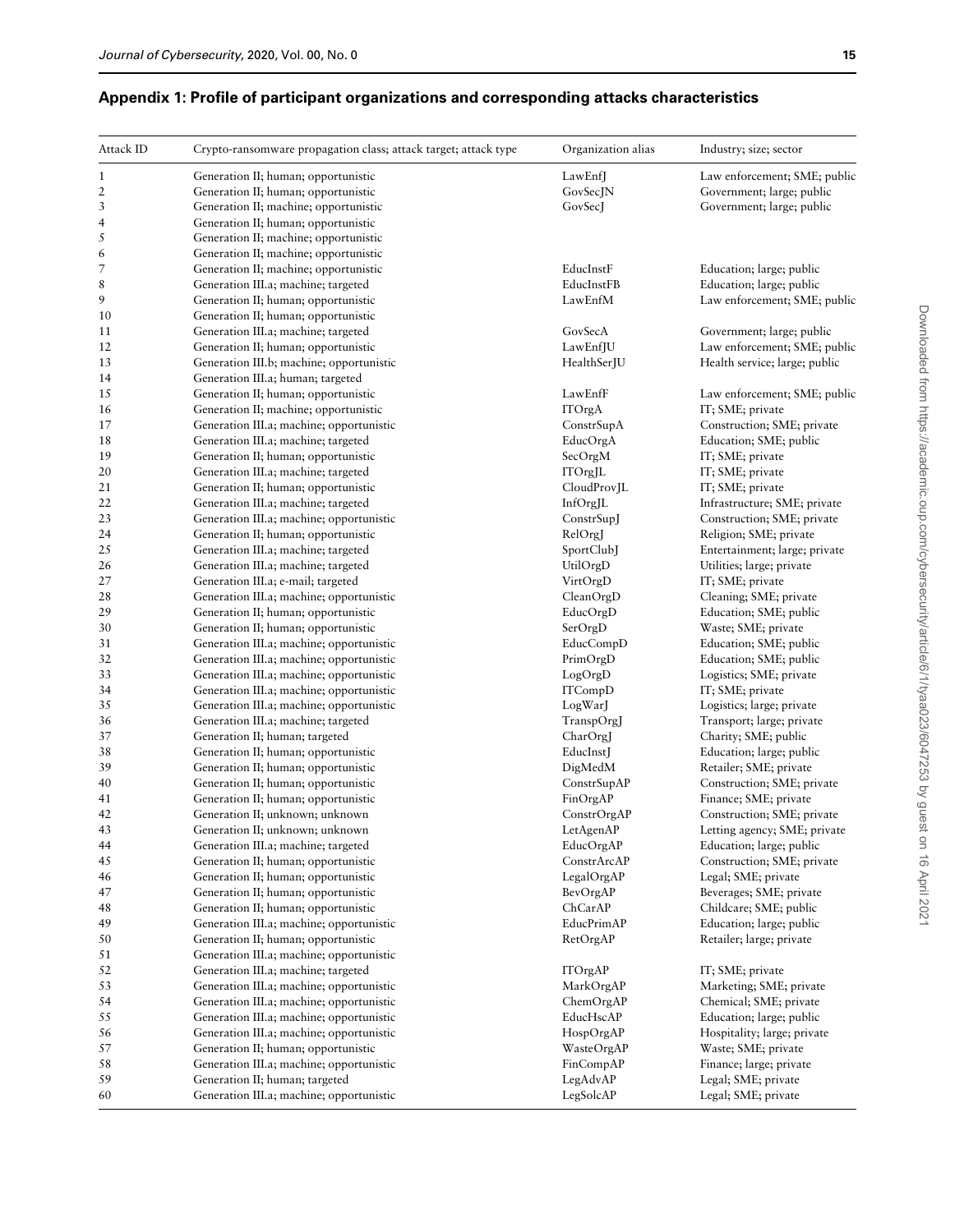## Appendix 1: Profile of participant organizations and corresponding attacks characteristics

| Attack ID | Crypto-ransomware propagation class; attack target; attack type | Organization alias | Industry; size; sector |
|---|---|---|---|
| 1 | Generation II; human; opportunistic | LawEnfJ | Law enforcement; SME; public |
| 2 | Generation II; human; opportunistic | GovSecJN | Government; large; public |
| 3 | Generation II; machine; opportunistic | GovSecJ | Government; large; public |
| 4 | Generation II; human; opportunistic | | |
| 5 | Generation II; machine; opportunistic | | |
| 6 | Generation II; machine; opportunistic | | |
| 7 | Generation II; machine; opportunistic | EducInstF | Education; large; public |
| 8 | Generation III.a; machine; targeted | EducInstFB | Education; large; public |
| 9 | Generation II; human; opportunistic | LawEnfM | Law enforcement; SME; public |
| 10 | Generation II; human; opportunistic | | |
| 11 | Generation III.a; machine; targeted | GovSecA | Government; large; public |
| 12 | Generation II; human; opportunistic | LawEnfJU | Law enforcement; SME; public |
| 13 | Generation III.b; machine; opportunistic | HealthSerJU | Health service; large; public |
| 14 | Generation III.a; human; targeted | | |
| 15 | Generation II; human; opportunistic | LawEnfF | Law enforcement; SME; public |
| 16 | Generation II; machine; opportunistic | ITOrgA | IT; SME; private |
| 17 | Generation III.a; machine; opportunistic | ConstrSupA | Construction; SME; private |
| 18 | Generation III.a; machine; targeted | EducOrgA | Education; SME; public |
| 19 | Generation II; human; opportunistic | SecOrgM | IT; SME; private |
| 20 | Generation III.a; machine; targeted | ITOrgJL | IT; SME; private |
| 21 | Generation II; human; opportunistic | CloudProvJL | IT; SME; private |
| 22 | Generation III.a; machine; targeted | InfOrgJL | Infrastructure; SME; private |
| 23 | Generation III.a; machine; opportunistic | ConstrSupJ | Construction; SME; private |
| 24 | Generation II; human; opportunistic | RelOrgJ | Religion; SME; private |
| 25 | Generation III.a; machine; targeted | SportClubJ | Entertainment; large; private |
| 26 | Generation III.a; machine; targeted | UtilOrgD | Utilities; large; private |
| 27 | Generation III.a; e-mail; targeted | VirtOrgD | IT; SME; private |
| 28 | Generation III.a; machine; opportunistic | CleanOrgD | Cleaning; SME; private |
| 29 | Generation II; human; opportunistic | EducOrgD | Education; SME; public |
| 30 | Generation II; human; opportunistic | SerOrgD | Waste; SME; private |
| 31 | Generation III.a; machine; opportunistic | EducCompD | Education; SME; public |
| 32 | Generation III.a; machine; opportunistic | PrimOrgD | Education; SME; public |
| 33 | Generation III.a; machine; opportunistic | LogOrgD | Logistics; SME; private |
| 34 | Generation III.a; machine; opportunistic | ITCompD | IT; SME; private |
| 35 | Generation III.a; machine; opportunistic | LogWarJ | Logistics; large; private |
| 36 | Generation III.a; machine; targeted | TranspOrgJ | Transport; large; private |
| 37 | Generation II; human; targeted | CharOrgJ | Charity; SME; public |
| 38 | Generation II; human; opportunistic | EducInstJ | Education; large; public |
| 39 | Generation II; human; opportunistic | DigMedM | Retailer; SME; private |
| 40 | Generation II; human; opportunistic | ConstrSupAP | Construction; SME; private |
| 41 | Generation II; human; opportunistic | FinOrgAP | Finance; SME; private |
| 42 | Generation II; unknown; unknown | ConstrOrgAP | Construction; SME; private |
| 43 | Generation II; unknown; unknown | LetAgenAP | Letting agency; SME; private |
| 44 | Generation III.a; machine; targeted | EducOrgAP | Education; large; public |
| 45 | Generation II; human; opportunistic | ConstrArcAP | Construction; SME; private |
| 46 | Generation II; human; opportunistic | LegalOrgAP | Legal; SME; private |
| 47 | Generation II; human; opportunistic | BevOrgAP | Beverages; SME; private |
| 48 | Generation II; human; opportunistic | ChCarAP | Childcare; SME; public |
| 49 | Generation III.a; machine; opportunistic | EducPrimAP | Education; large; public |
| 50 | Generation II; human; opportunistic | RetOrgAP | Retailer; large; private |
| 51 | Generation III.a; machine; opportunistic | | |
| 52 | Generation III.a; machine; targeted | ITOrgAP | IT; SME; private |
| 53 | Generation III.a; machine; opportunistic | MarkOrgAP | Marketing; SME; private |
| 54 | Generation III.a; machine; opportunistic | ChemOrgAP | Chemical; SME; private |
| 55 | Generation III.a; machine; opportunistic | EducHscAP | Education; large; public |
| 56 | Generation III.a; machine; opportunistic | HospOrgAP | Hospitality; large; private |
| 57 | Generation II; human; opportunistic | WasteOrgAP | Waste; SME; private |
| 58 | Generation III.a; machine; opportunistic | FinCompAP | Finance; large; private |
| 59 | Generation II; human; targeted | LegAdvAP | Legal; SME; private |
| 60 | Generation III.a; machine; opportunistic | LegSolcAP | Legal; SME; private |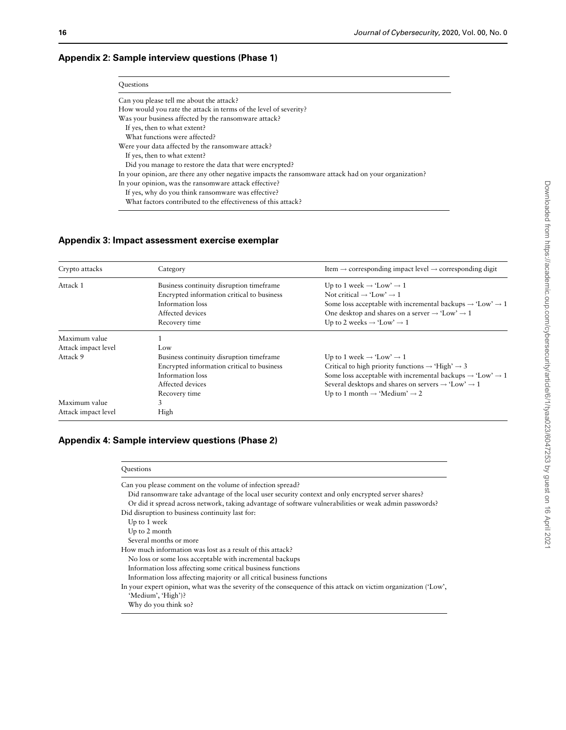## Appendix 2: Sample interview questions (Phase 1)

| Questions |
| --- |
| Can you please tell me about the attack? |
| How would you rate the attack in terms of the level of severity? |
| Was your business affected by the ransomware attack? |
| If yes, then to what extent? |
| What functions were affected? |
| Were your data affected by the ransomware attack? |
| If yes, then to what extent? |
| Did you manage to restore the data that were encrypted? |
| In your opinion, are there any other negative impacts the ransomware attack had on your organization? |
| In your opinion, was the ransomware attack effective? |
| If yes, why do you think ransomware was effective? |
| What factors contributed to the effectiveness of this attack? |

## Appendix 3: Impact assessment exercise exemplar

| Crypto attacks | Category | Item → corresponding impact level → corresponding digit |
| --- | --- | --- |
| Attack 1 | Business continuity disruption timeframe | Up to 1 week → 'Low' → 1 |
| | Encrypted information critical to business | Not critical → 'Low' → 1 |
| | Information loss | Some loss acceptable with incremental backups → 'Low' → 1 |
| | Affected devices | One desktop and shares on a server → 'Low' → 1 |
| | Recovery time | Up to 2 weeks → 'Low' → 1 |
| Maximum value | 1 | |
| Attack impact level | Low | |
| Attack 9 | Business continuity disruption timeframe | Up to 1 week → 'Low' → 1 |
| | Encrypted information critical to business | Critical to high priority functions → 'High' → 3 |
| | Information loss | Some loss acceptable with incremental backups → 'Low' → 1 |
| | Affected devices | Several desktops and shares on servers → 'Low' → 1 |
| | Recovery time | Up to 1 month → 'Medium' → 2 |
| Maximum value | 3 | |
| Attack impact level | High | |

## Appendix 4: Sample interview questions (Phase 2)

| Questions |
| --- |
| Can you please comment on the volume of infection spread? |
| Did ransomware take advantage of the local user security context and only encrypted server shares? |
| Or did it spread across network, taking advantage of software vulnerabilities or weak admin passwords? |
| Did disruption to business continuity last for: |
| Up to 1 week |
| Up to 2 month |
| Several months or more |
| How much information was lost as a result of this attack? |
| No loss or some loss acceptable with incremental backups |
| Information loss affecting some critical business functions |
| Information loss affecting majority or all critical business functions |
| In your expert opinion, what was the severity of the consequence of this attack on victim organization ('Low', 'Medium', 'High')? |
| Why do you think so? |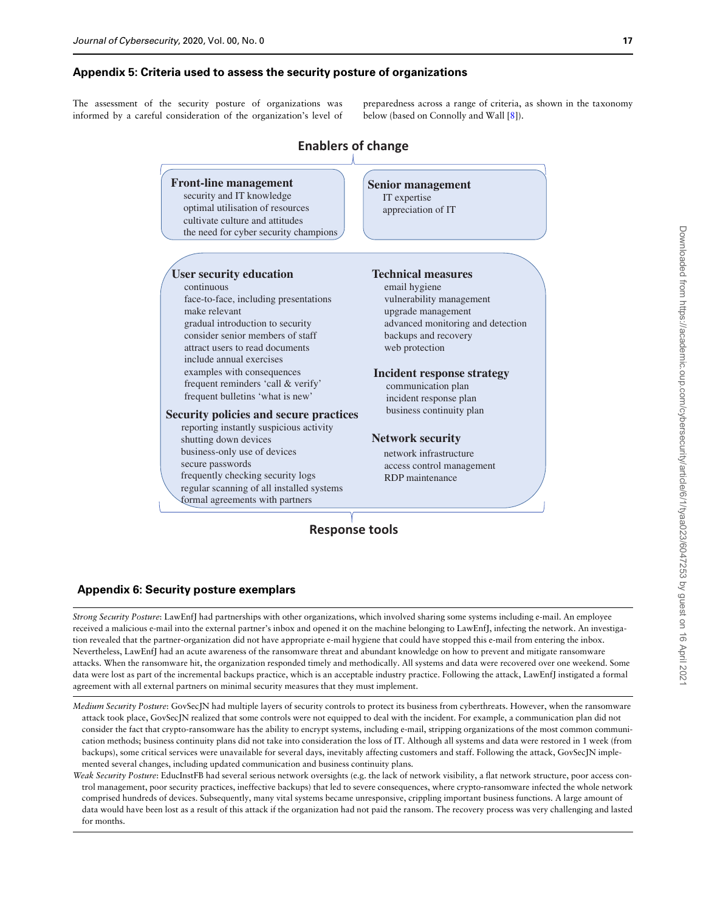## Appendix 5: Criteria used to assess the security posture of organizations

The assessment of the security posture of organizations was informed by a careful consideration of the organization's level of preparedness across a range of criteria, as shown in the taxonomy below (based on Connolly and Wall [8]).

**Enablers of change**

**Front-line management**
- security and IT knowledge
- optimal utilisation of resources
- cultivate culture and attitudes
- the need for cyber security champions

**Senior management**
- IT expertise
- appreciation of IT

**User security education**
- continuous
- face-to-face, including presentations
- make relevant
- gradual introduction to security
- consider senior members of staff
- attract users to read documents
- include annual exercises
- examples with consequences
- frequent reminders 'call & verify'
- frequent bulletins 'what is new'

**Security policies and secure practices**
- reporting instantly suspicious activity
- shutting down devices
- business-only use of devices
- secure passwords
- frequently checking security logs
- regular scanning of all installed systems
- formal agreements with partners

**Technical measures**
- email hygiene
- vulnerability management
- upgrade management
- advanced monitoring and detection
- backups and recovery
- web protection

**Incident response strategy**
- communication plan
- incident response plan
- business continuity plan

**Network security**
- network infrastructure
- access control management
- RDP maintenance

**Response tools**

## Appendix 6: Security posture exemplars

*Strong Security Posture*: LawEnfJ had partnerships with other organizations, which involved sharing some systems including e-mail. An employee received a malicious e-mail into the external partner's inbox and opened it on the machine belonging to LawEnfJ, infecting the network. An investigation revealed that the partner-organization did not have appropriate e-mail hygiene that could have stopped this e-mail from entering the inbox. Nevertheless, LawEnfJ had an acute awareness of the ransomware threat and abundant knowledge on how to prevent and mitigate ransomware attacks. When the ransomware hit, the organization responded timely and methodically. All systems and data were recovered over one weekend. Some data were lost as part of the incremental backups practice, which is an acceptable industry practice. Following the attack, LawEnfJ instigated a formal agreement with all external partners on minimal security measures that they must implement.

*Medium Security Posture*: GovSecJN had multiple layers of security controls to protect its business from cyberthreats. However, when the ransomware attack took place, GovSecJN realized that some controls were not equipped to deal with the incident. For example, a communication plan did not consider the fact that crypto-ransomware has the ability to encrypt systems, including e-mail, stripping organizations of the most common communication methods; business continuity plans did not take into consideration the loss of IT. Although all systems and data were restored in 1 week (from backups), some critical services were unavailable for several days, inevitably affecting customers and staff. Following the attack, GovSecJN implemented several changes, including updated communication and business continuity plans.

*Weak Security Posture*: EducInstFB had several serious network oversights (e.g. the lack of network visibility, a flat network structure, poor access control management, poor security practices, ineffective backups) that led to severe consequences, where crypto-ransomware infected the whole network comprised hundreds of devices. Subsequently, many vital systems became unresponsive, crippling important business functions. A large amount of data would have been lost as a result of this attack if the organization had not paid the ransom. The recovery process was very challenging and lasted for months.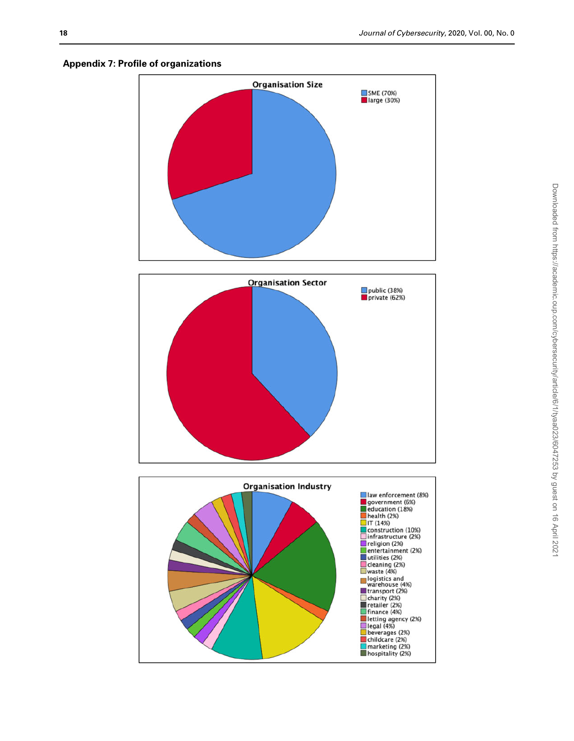## Appendix 7: Profile of organizations

Organisation Size

SME (70%)
large (30%)

Organisation Sector

public (38%)
private (62%)

Organisation Industry

law enforcement (8%)
government (6%)
education (18%)
health (2%)
IT (14%)
construction (10%)
infrastructure (2%)
religion (2%)
entertainment (2%)
utilities (2%)
cleaning (2%)
waste (4%)
logistics and warehouse (4%)
transport (2%)
charity (2%)
retailer (2%)
finance (4%)
letting agency (2%)
legal (4%)
beverages (2%)
childcare (2%)
marketing (2%)
hospitality (2%)